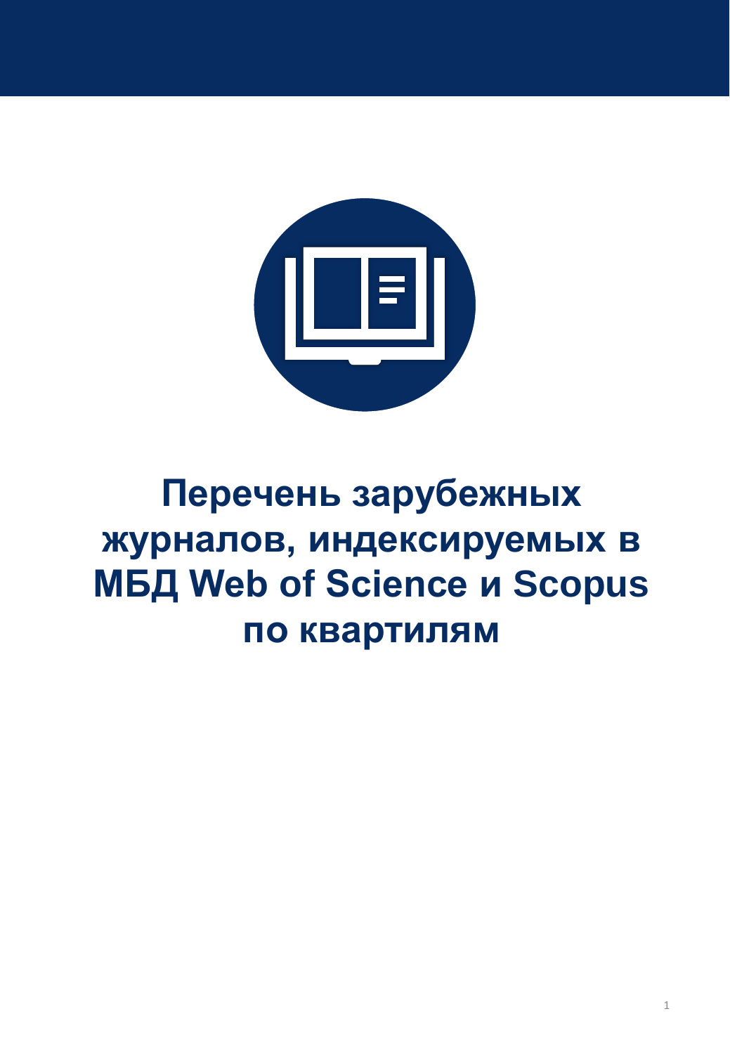# Перечень зарубежных журналов, индексируемых в МБД Web of Science и Scopus по квартилям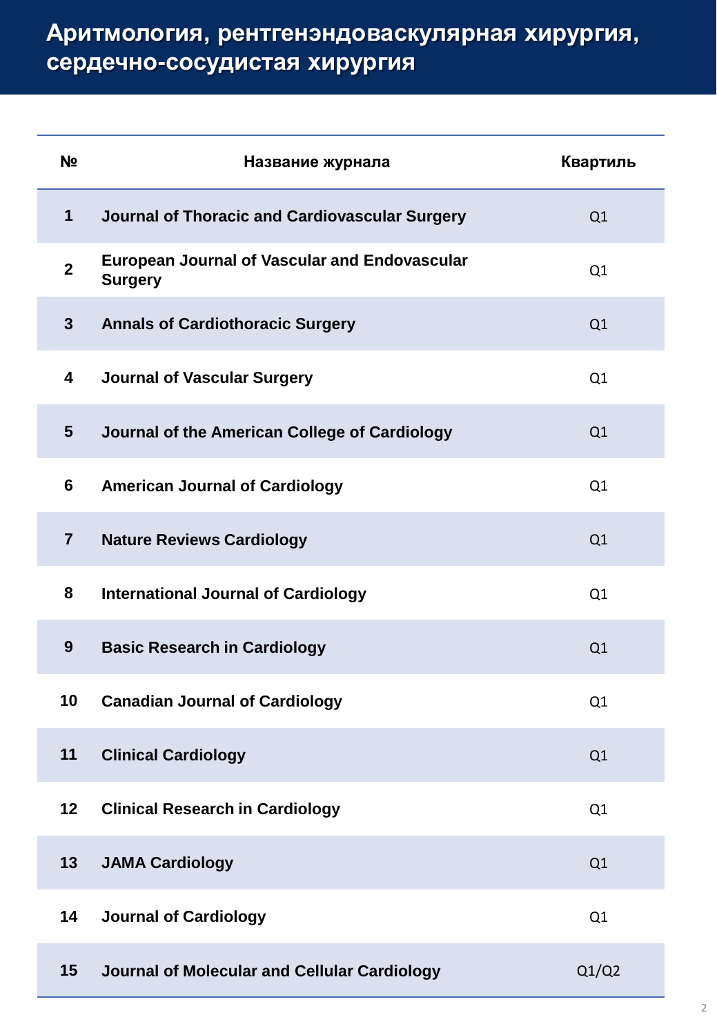# Аритмология, рентгенэндоваскулярная хирургия, сердечно-сосудистая хирургия

| № | Название журнала | Квартиль |
|---|---|---|
| 1 | **Journal of Thoracic and Cardiovascular Surgery** | Q1 |
| 2 | **European Journal of Vascular and Endovascular Surgery** | Q1 |
| 3 | **Annals of Cardiothoracic Surgery** | Q1 |
| 4 | **Journal of Vascular Surgery** | Q1 |
| 5 | **Journal of the American College of Cardiology** | Q1 |
| 6 | **American Journal of Cardiology** | Q1 |
| 7 | **Nature Reviews Cardiology** | Q1 |
| 8 | **International Journal of Cardiology** | Q1 |
| 9 | **Basic Research in Cardiology** | Q1 |
| 10 | **Canadian Journal of Cardiology** | Q1 |
| 11 | **Clinical Cardiology** | Q1 |
| 12 | **Clinical Research in Cardiology** | Q1 |
| 13 | **JAMA Cardiology** | Q1 |
| 14 | **Journal of Cardiology** | Q1 |
| 15 | **Journal of Molecular and Cellular Cardiology** | Q1/Q2 |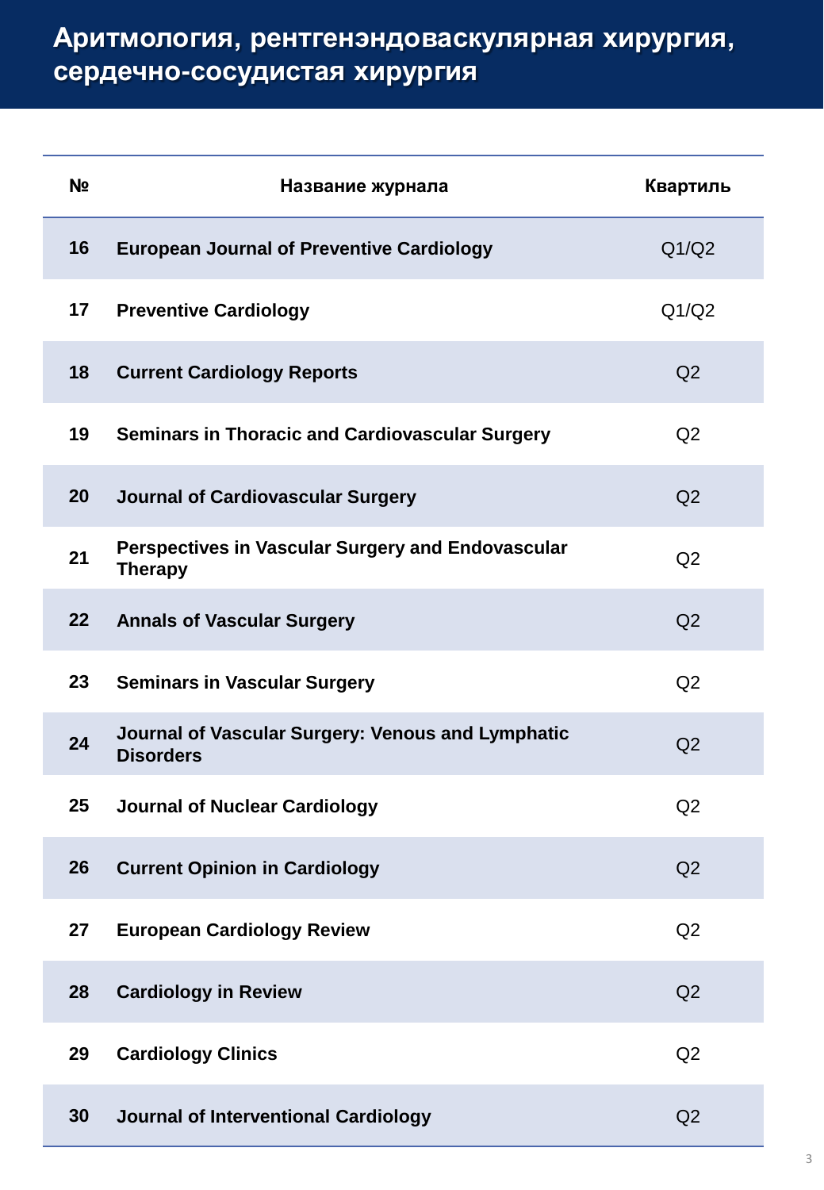# Аритмология, рентгенэндоваскулярная хирургия, сердечно-сосудистая хирургия

| № | Название журнала | Квартиль |
|---|---|---|
| 16 | **European Journal of Preventive Cardiology** | Q1/Q2 |
| 17 | **Preventive Cardiology** | Q1/Q2 |
| 18 | **Current Cardiology Reports** | Q2 |
| 19 | **Seminars in Thoracic and Cardiovascular Surgery** | Q2 |
| 20 | **Journal of Cardiovascular Surgery** | Q2 |
| 21 | **Perspectives in Vascular Surgery and Endovascular Therapy** | Q2 |
| 22 | **Annals of Vascular Surgery** | Q2 |
| 23 | **Seminars in Vascular Surgery** | Q2 |
| 24 | **Journal of Vascular Surgery: Venous and Lymphatic Disorders** | Q2 |
| 25 | **Journal of Nuclear Cardiology** | Q2 |
| 26 | **Current Opinion in Cardiology** | Q2 |
| 27 | **European Cardiology Review** | Q2 |
| 28 | **Cardiology in Review** | Q2 |
| 29 | **Cardiology Clinics** | Q2 |
| 30 | **Journal of Interventional Cardiology** | Q2 |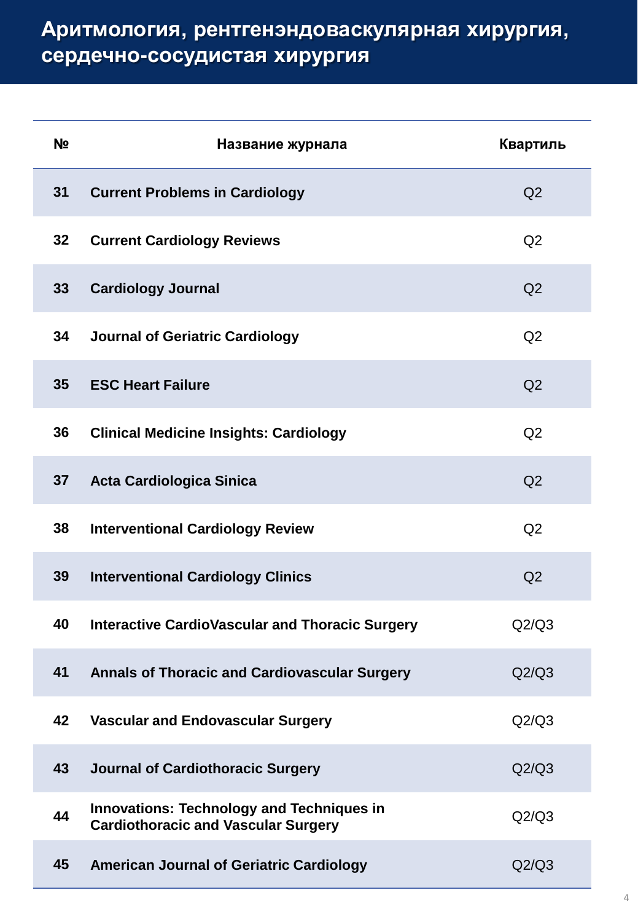# Аритмология, рентгенэндоваскулярная хирургия, сердечно-сосудистая хирургия

| № | Название журнала | Квартиль |
|---|---|---|
| 31 | **Current Problems in Cardiology** | Q2 |
| 32 | **Current Cardiology Reviews** | Q2 |
| 33 | **Cardiology Journal** | Q2 |
| 34 | **Journal of Geriatric Cardiology** | Q2 |
| 35 | **ESC Heart Failure** | Q2 |
| 36 | **Clinical Medicine Insights: Cardiology** | Q2 |
| 37 | **Acta Cardiologica Sinica** | Q2 |
| 38 | **Interventional Cardiology Review** | Q2 |
| 39 | **Interventional Cardiology Clinics** | Q2 |
| 40 | **Interactive CardioVascular and Thoracic Surgery** | Q2/Q3 |
| 41 | **Annals of Thoracic and Cardiovascular Surgery** | Q2/Q3 |
| 42 | **Vascular and Endovascular Surgery** | Q2/Q3 |
| 43 | **Journal of Cardiothoracic Surgery** | Q2/Q3 |
| 44 | **Innovations: Technology and Techniques in Cardiothoracic and Vascular Surgery** | Q2/Q3 |
| 45 | **American Journal of Geriatric Cardiology** | Q2/Q3 |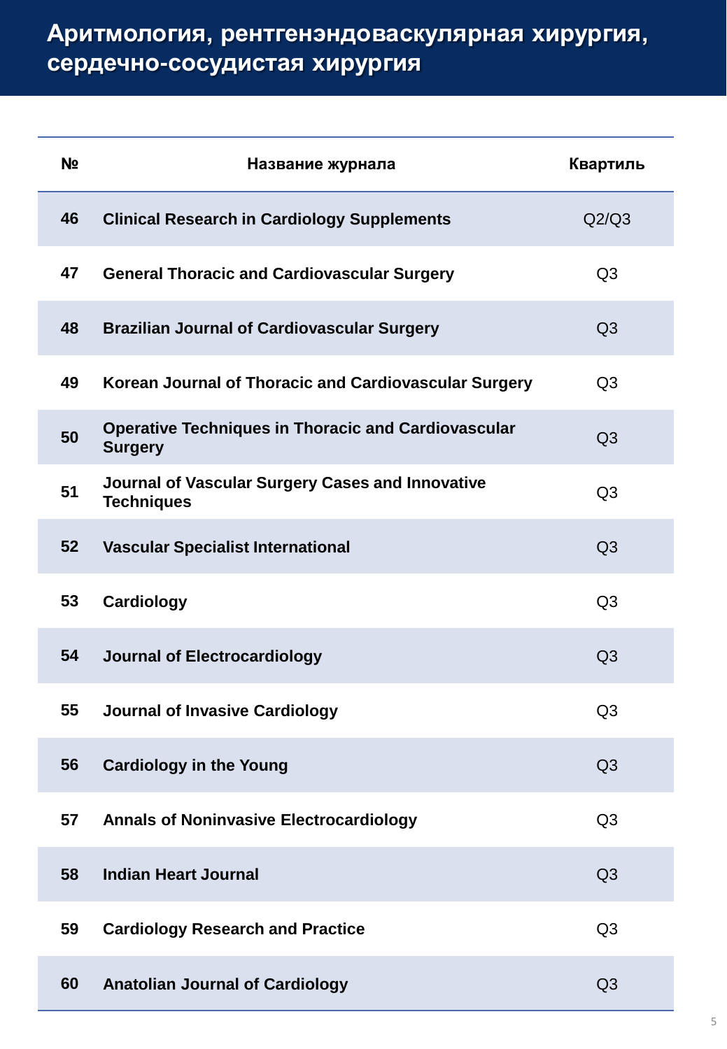# Аритмология, рентгенэндоваскулярная хирургия, сердечно-сосудистая хирургия

| № | Название журнала | Квартиль |
|---|---|---|
| 46 | **Clinical Research in Cardiology Supplements** | Q2/Q3 |
| 47 | **General Thoracic and Cardiovascular Surgery** | Q3 |
| 48 | **Brazilian Journal of Cardiovascular Surgery** | Q3 |
| 49 | **Korean Journal of Thoracic and Cardiovascular Surgery** | Q3 |
| 50 | **Operative Techniques in Thoracic and Cardiovascular Surgery** | Q3 |
| 51 | **Journal of Vascular Surgery Cases and Innovative Techniques** | Q3 |
| 52 | **Vascular Specialist International** | Q3 |
| 53 | **Cardiology** | Q3 |
| 54 | **Journal of Electrocardiology** | Q3 |
| 55 | **Journal of Invasive Cardiology** | Q3 |
| 56 | **Cardiology in the Young** | Q3 |
| 57 | **Annals of Noninvasive Electrocardiology** | Q3 |
| 58 | **Indian Heart Journal** | Q3 |
| 59 | **Cardiology Research and Practice** | Q3 |
| 60 | **Anatolian Journal of Cardiology** | Q3 |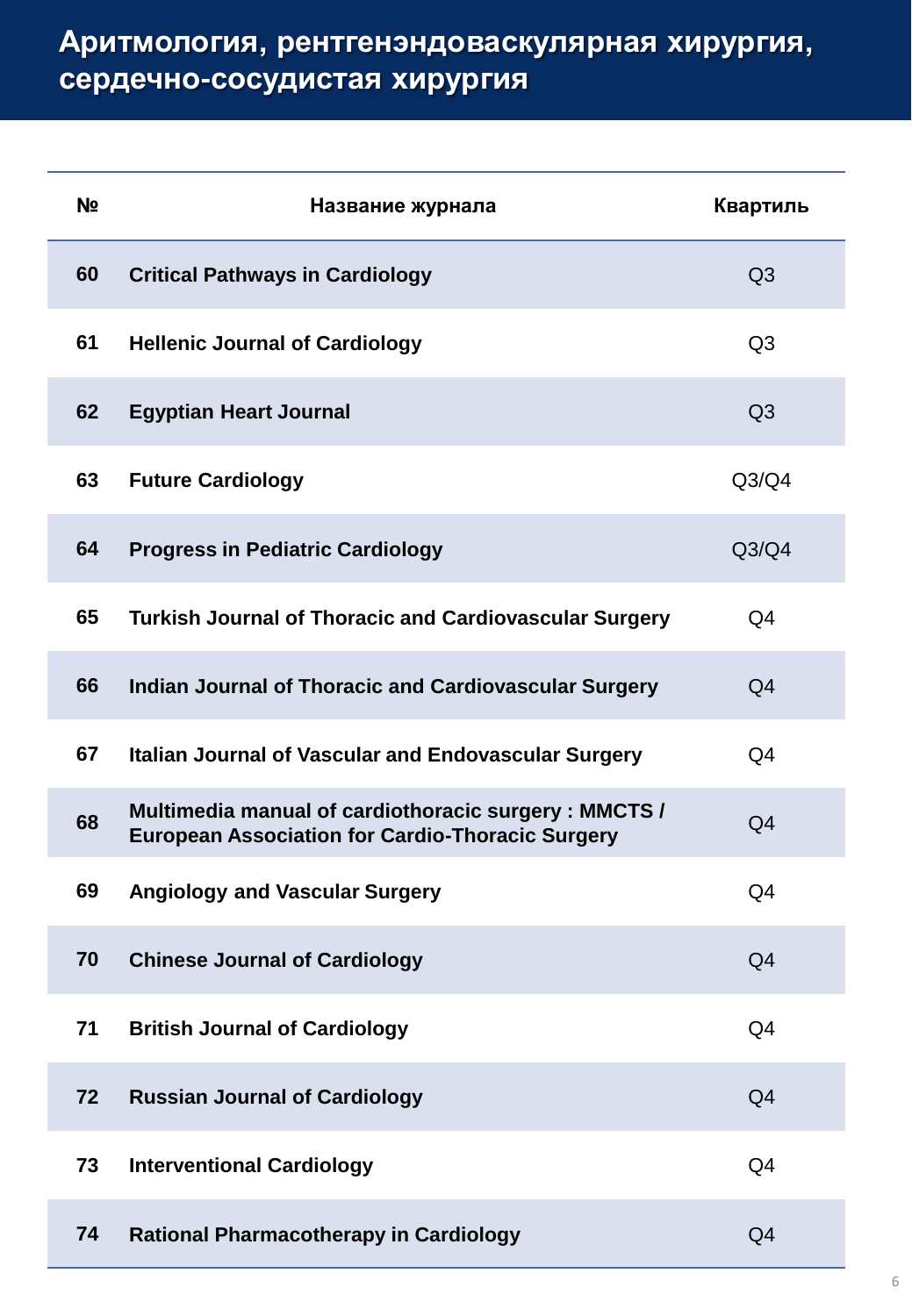# Аритмология, рентгенэндоваскулярная хирургия, сердечно-сосудистая хирургия

| № | Название журнала | Квартиль |
|---|---|---|
| 60 | Critical Pathways in Cardiology | Q3 |
| 61 | Hellenic Journal of Cardiology | Q3 |
| 62 | Egyptian Heart Journal | Q3 |
| 63 | Future Cardiology | Q3/Q4 |
| 64 | Progress in Pediatric Cardiology | Q3/Q4 |
| 65 | Turkish Journal of Thoracic and Cardiovascular Surgery | Q4 |
| 66 | Indian Journal of Thoracic and Cardiovascular Surgery | Q4 |
| 67 | Italian Journal of Vascular and Endovascular Surgery | Q4 |
| 68 | Multimedia manual of cardiothoracic surgery : MMCTS / European Association for Cardio-Thoracic Surgery | Q4 |
| 69 | Angiology and Vascular Surgery | Q4 |
| 70 | Chinese Journal of Cardiology | Q4 |
| 71 | British Journal of Cardiology | Q4 |
| 72 | Russian Journal of Cardiology | Q4 |
| 73 | Interventional Cardiology | Q4 |
| 74 | Rational Pharmacotherapy in Cardiology | Q4 |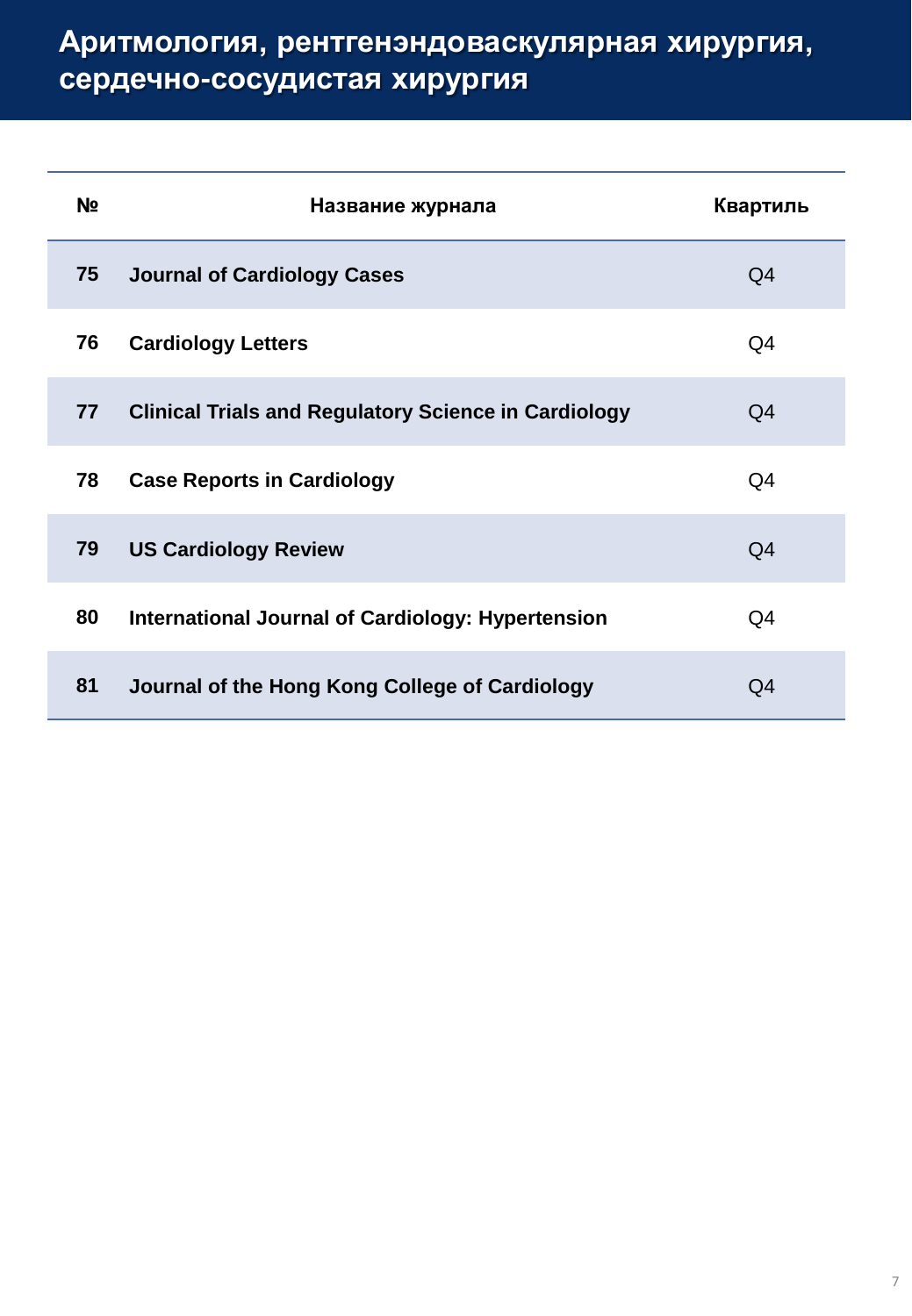# Аритмология, рентгенэндоваскулярная хирургия, сердечно-сосудистая хирургия

| № | Название журнала | Квартиль |
|---|---|---|
| 75 | **Journal of Cardiology Cases** | Q4 |
| 76 | **Cardiology Letters** | Q4 |
| 77 | **Clinical Trials and Regulatory Science in Cardiology** | Q4 |
| 78 | **Case Reports in Cardiology** | Q4 |
| 79 | **US Cardiology Review** | Q4 |
| 80 | **International Journal of Cardiology: Hypertension** | Q4 |
| 81 | **Journal of the Hong Kong College of Cardiology** | Q4 |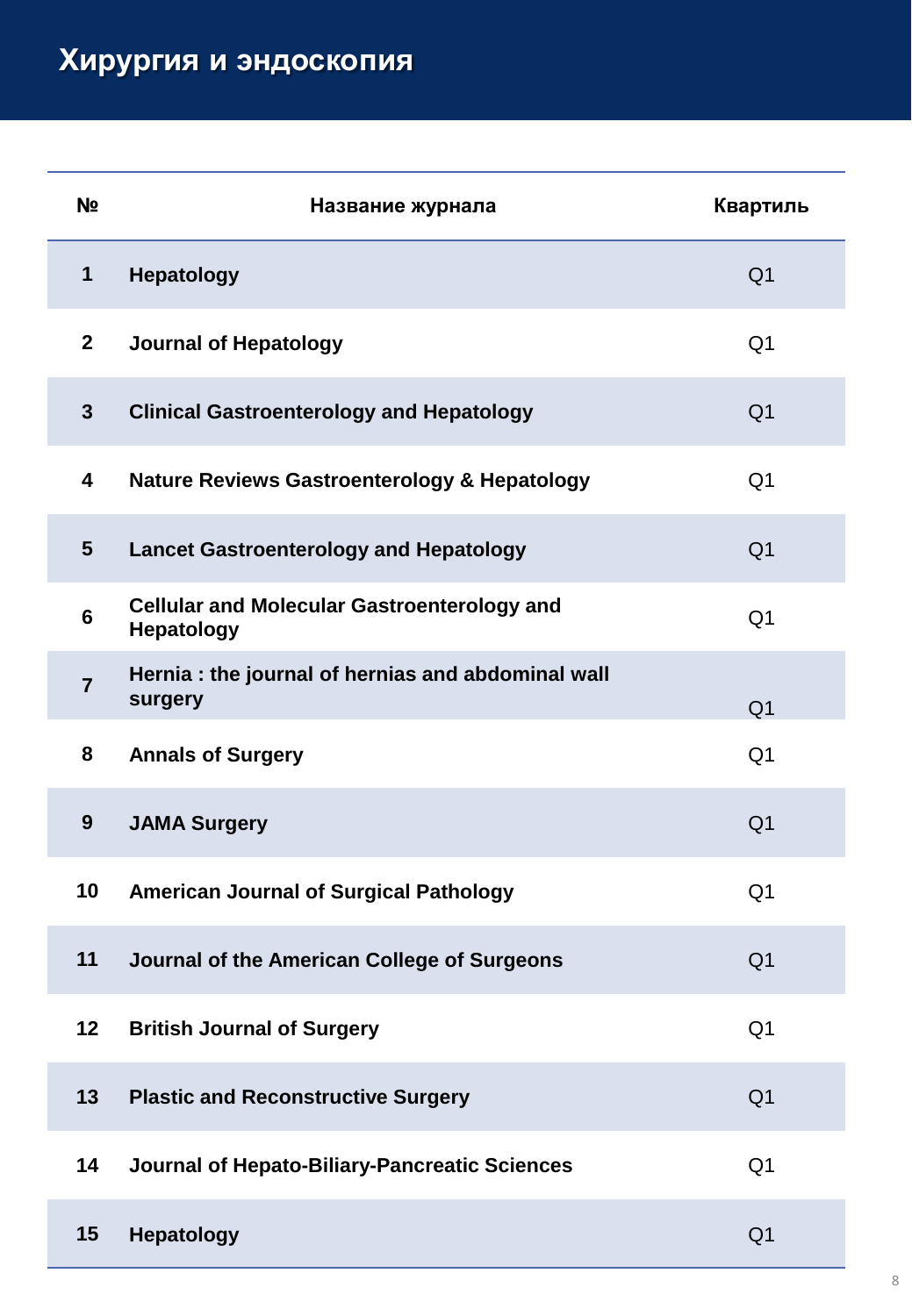# Хирургия и эндоскопия

| № | Название журнала | Квартиль |
|---|---|---|
| 1 | Hepatology | Q1 |
| 2 | Journal of Hepatology | Q1 |
| 3 | Clinical Gastroenterology and Hepatology | Q1 |
| 4 | Nature Reviews Gastroenterology & Hepatology | Q1 |
| 5 | Lancet Gastroenterology and Hepatology | Q1 |
| 6 | Cellular and Molecular Gastroenterology and Hepatology | Q1 |
| 7 | Hernia : the journal of hernias and abdominal wall surgery | Q1 |
| 8 | Annals of Surgery | Q1 |
| 9 | JAMA Surgery | Q1 |
| 10 | American Journal of Surgical Pathology | Q1 |
| 11 | Journal of the American College of Surgeons | Q1 |
| 12 | British Journal of Surgery | Q1 |
| 13 | Plastic and Reconstructive Surgery | Q1 |
| 14 | Journal of Hepato-Biliary-Pancreatic Sciences | Q1 |
| 15 | Hepatology | Q1 |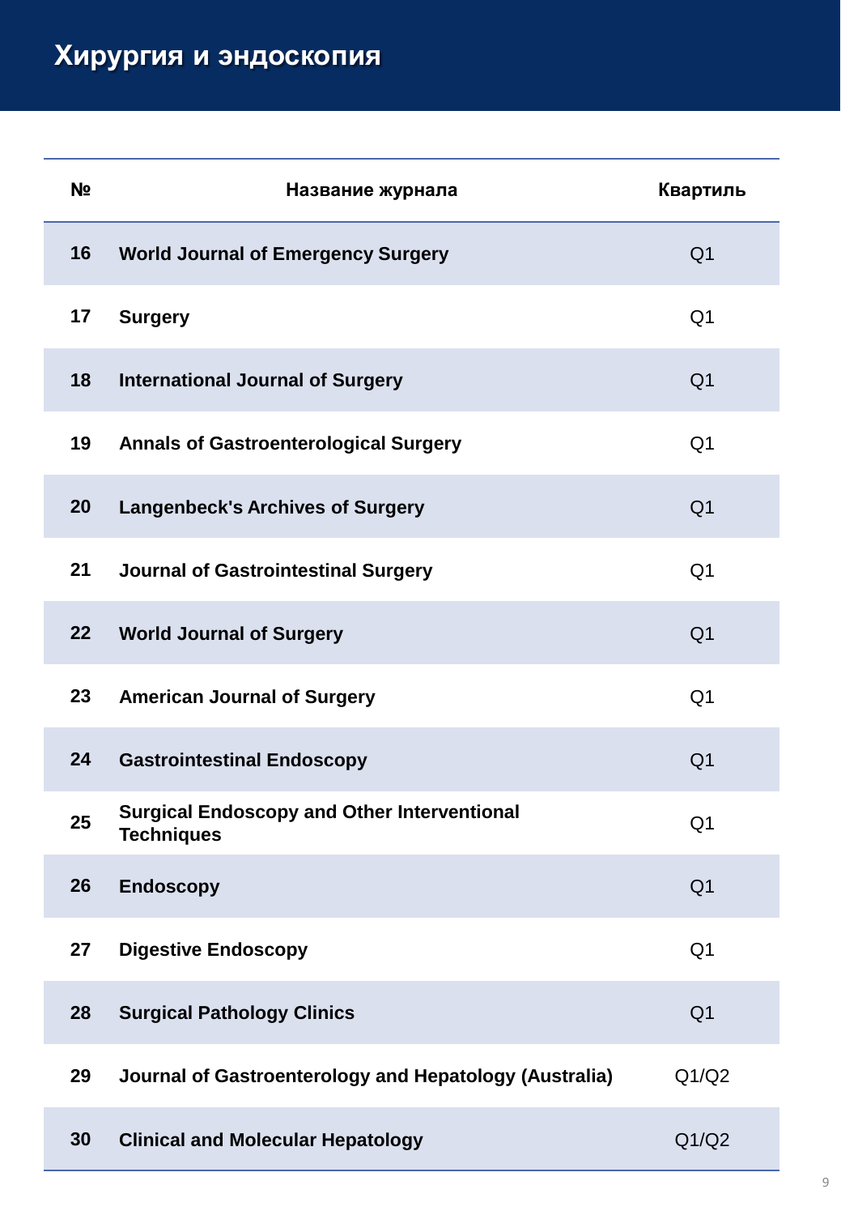# Хирургия и эндоскопия

| № | Название журнала | Квартиль |
|---|---|---|
| 16 | **World Journal of Emergency Surgery** | Q1 |
| 17 | **Surgery** | Q1 |
| 18 | **International Journal of Surgery** | Q1 |
| 19 | **Annals of Gastroenterological Surgery** | Q1 |
| 20 | **Langenbeck's Archives of Surgery** | Q1 |
| 21 | **Journal of Gastrointestinal Surgery** | Q1 |
| 22 | **World Journal of Surgery** | Q1 |
| 23 | **American Journal of Surgery** | Q1 |
| 24 | **Gastrointestinal Endoscopy** | Q1 |
| 25 | **Surgical Endoscopy and Other Interventional Techniques** | Q1 |
| 26 | **Endoscopy** | Q1 |
| 27 | **Digestive Endoscopy** | Q1 |
| 28 | **Surgical Pathology Clinics** | Q1 |
| 29 | **Journal of Gastroenterology and Hepatology (Australia)** | Q1/Q2 |
| 30 | **Clinical and Molecular Hepatology** | Q1/Q2 |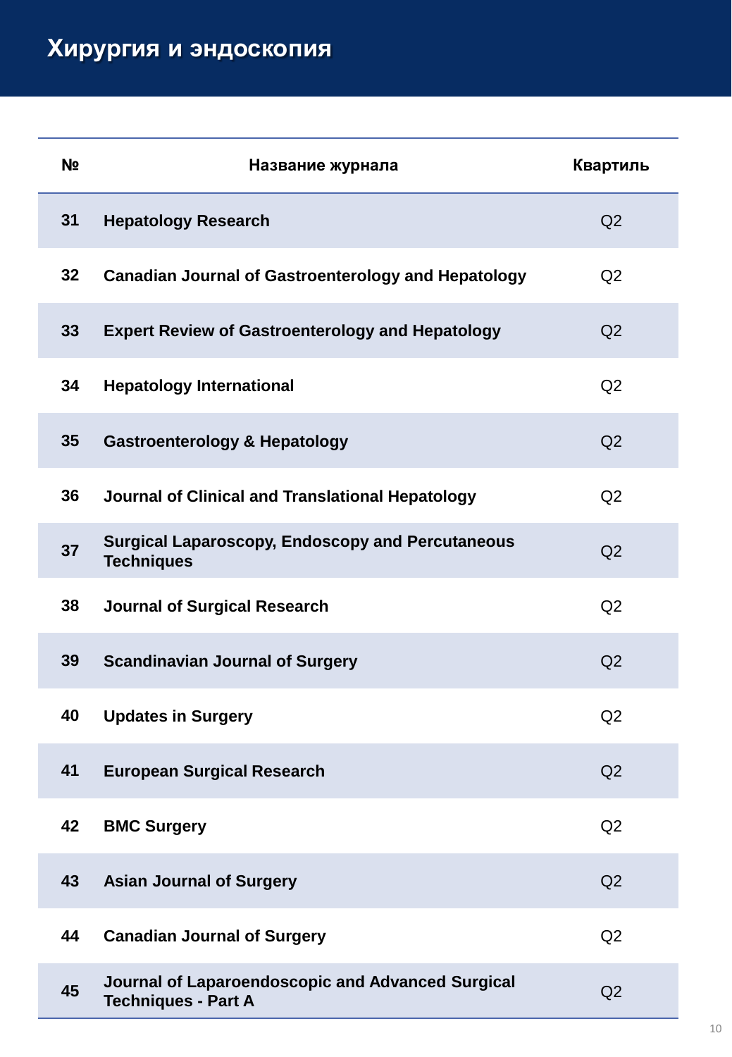# Хирургия и эндоскопия

| № | Название журнала | Квартиль |
|---|---|---|
| 31 | **Hepatology Research** | Q2 |
| 32 | **Canadian Journal of Gastroenterology and Hepatology** | Q2 |
| 33 | **Expert Review of Gastroenterology and Hepatology** | Q2 |
| 34 | **Hepatology International** | Q2 |
| 35 | **Gastroenterology & Hepatology** | Q2 |
| 36 | **Journal of Clinical and Translational Hepatology** | Q2 |
| 37 | **Surgical Laparoscopy, Endoscopy and Percutaneous Techniques** | Q2 |
| 38 | **Journal of Surgical Research** | Q2 |
| 39 | **Scandinavian Journal of Surgery** | Q2 |
| 40 | **Updates in Surgery** | Q2 |
| 41 | **European Surgical Research** | Q2 |
| 42 | **BMC Surgery** | Q2 |
| 43 | **Asian Journal of Surgery** | Q2 |
| 44 | **Canadian Journal of Surgery** | Q2 |
| 45 | **Journal of Laparoendoscopic and Advanced Surgical Techniques - Part A** | Q2 |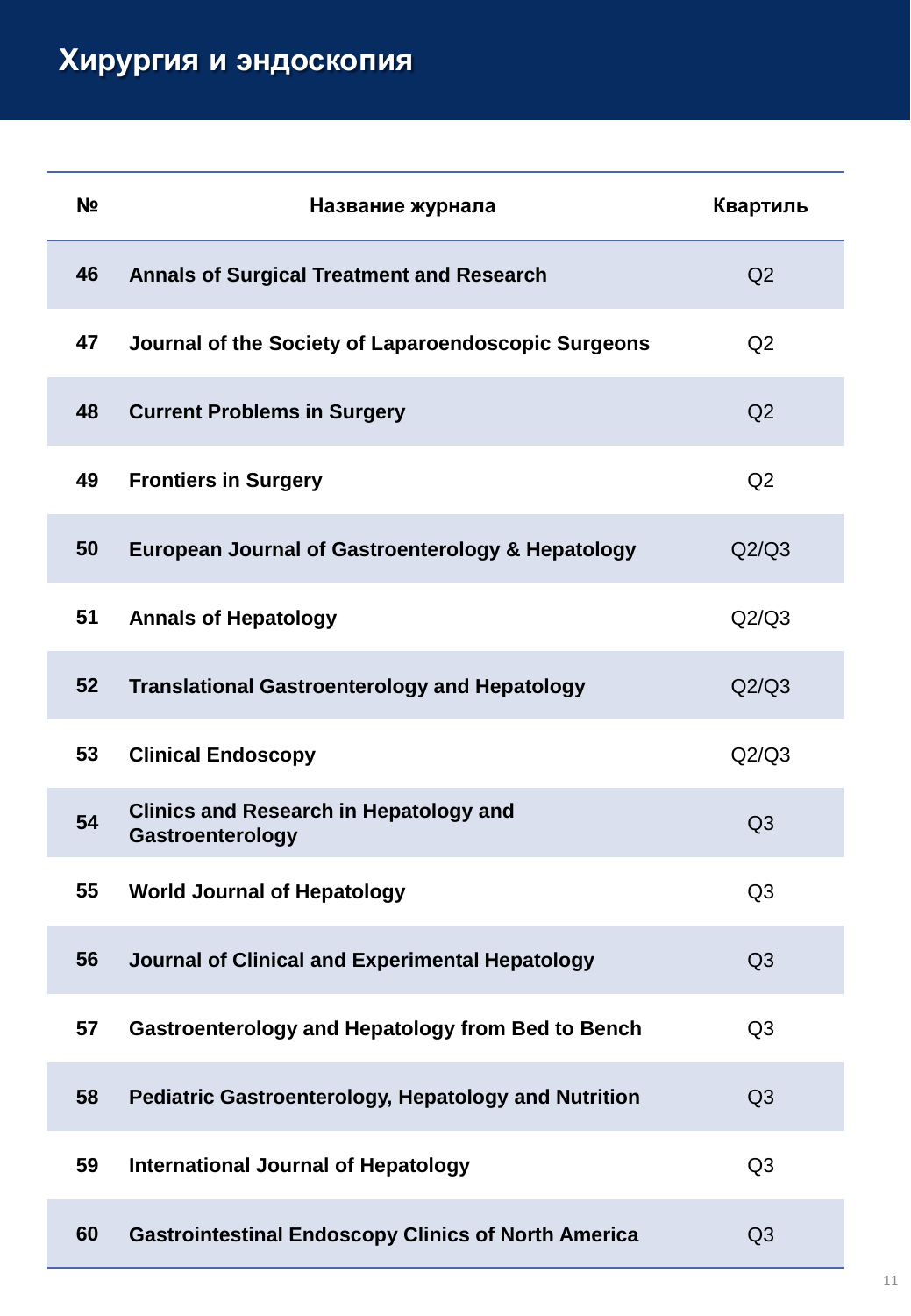# Хирургия и эндоскопия

| № | Название журнала | Квартиль |
|---|---|---|
| 46 | Annals of Surgical Treatment and Research | Q2 |
| 47 | Journal of the Society of Laparoendoscopic Surgeons | Q2 |
| 48 | Current Problems in Surgery | Q2 |
| 49 | Frontiers in Surgery | Q2 |
| 50 | European Journal of Gastroenterology & Hepatology | Q2/Q3 |
| 51 | Annals of Hepatology | Q2/Q3 |
| 52 | Translational Gastroenterology and Hepatology | Q2/Q3 |
| 53 | Clinical Endoscopy | Q2/Q3 |
| 54 | Clinics and Research in Hepatology and Gastroenterology | Q3 |
| 55 | World Journal of Hepatology | Q3 |
| 56 | Journal of Clinical and Experimental Hepatology | Q3 |
| 57 | Gastroenterology and Hepatology from Bed to Bench | Q3 |
| 58 | Pediatric Gastroenterology, Hepatology and Nutrition | Q3 |
| 59 | International Journal of Hepatology | Q3 |
| 60 | Gastrointestinal Endoscopy Clinics of North America | Q3 |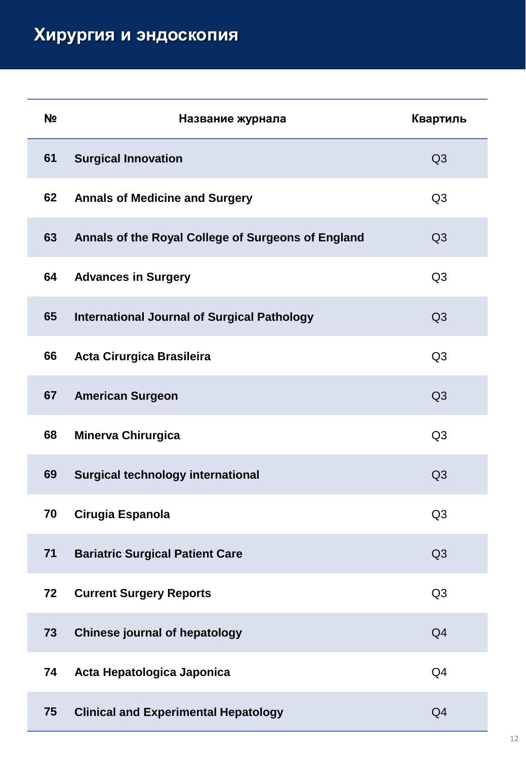# Хирургия и эндоскопия

| № | Название журнала | Квартиль |
|---|---|---|
| 61 | **Surgical Innovation** | Q3 |
| 62 | **Annals of Medicine and Surgery** | Q3 |
| 63 | **Annals of the Royal College of Surgeons of England** | Q3 |
| 64 | **Advances in Surgery** | Q3 |
| 65 | **International Journal of Surgical Pathology** | Q3 |
| 66 | **Acta Cirurgica Brasileira** | Q3 |
| 67 | **American Surgeon** | Q3 |
| 68 | **Minerva Chirurgica** | Q3 |
| 69 | **Surgical technology international** | Q3 |
| 70 | **Cirugia Espanola** | Q3 |
| 71 | **Bariatric Surgical Patient Care** | Q3 |
| 72 | **Current Surgery Reports** | Q3 |
| 73 | **Chinese journal of hepatology** | Q4 |
| 74 | **Acta Hepatologica Japonica** | Q4 |
| 75 | **Clinical and Experimental Hepatology** | Q4 |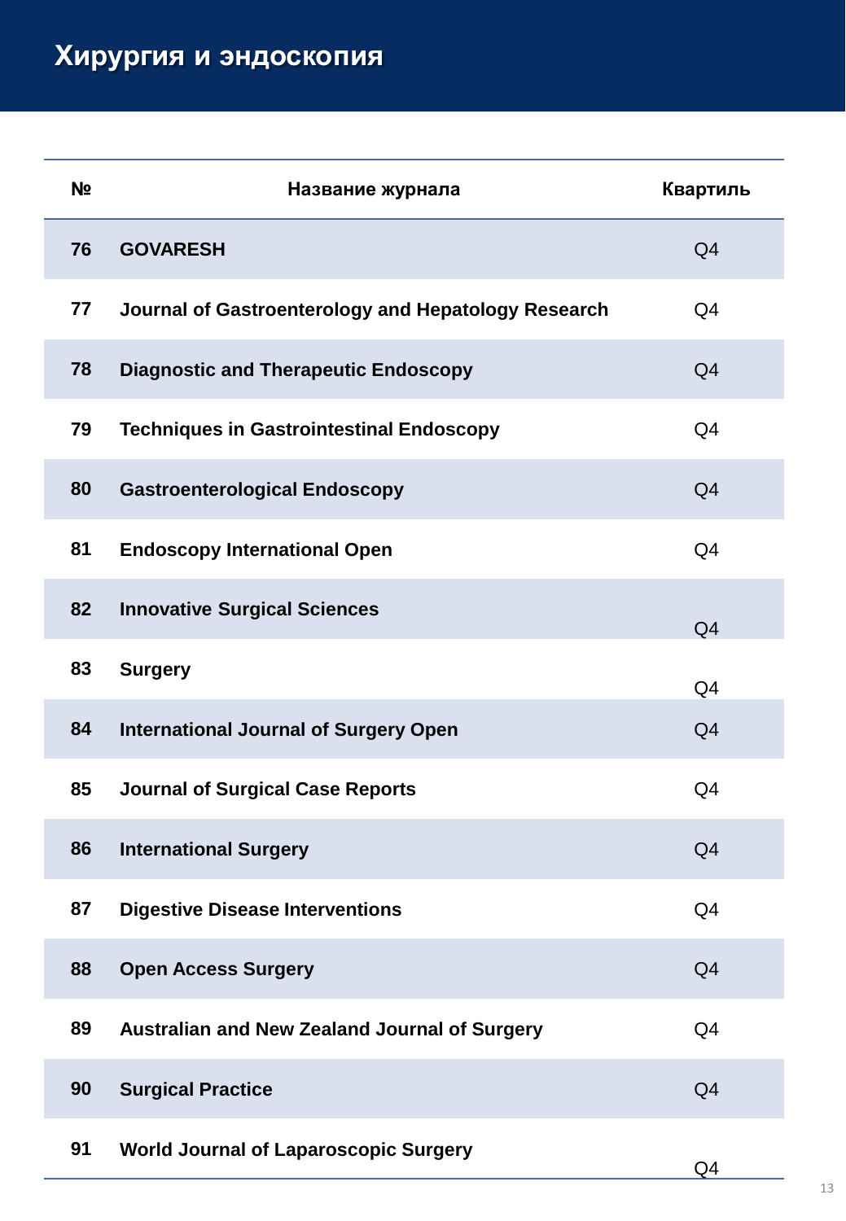# Хирургия и эндоскопия

| № | Название журнала | Квартиль |
|---|---|---|
| 76 | GOVARESH | Q4 |
| 77 | Journal of Gastroenterology and Hepatology Research | Q4 |
| 78 | Diagnostic and Therapeutic Endoscopy | Q4 |
| 79 | Techniques in Gastrointestinal Endoscopy | Q4 |
| 80 | Gastroenterological Endoscopy | Q4 |
| 81 | Endoscopy International Open | Q4 |
| 82 | Innovative Surgical Sciences | Q4 |
| 83 | Surgery | Q4 |
| 84 | International Journal of Surgery Open | Q4 |
| 85 | Journal of Surgical Case Reports | Q4 |
| 86 | International Surgery | Q4 |
| 87 | Digestive Disease Interventions | Q4 |
| 88 | Open Access Surgery | Q4 |
| 89 | Australian and New Zealand Journal of Surgery | Q4 |
| 90 | Surgical Practice | Q4 |
| 91 | World Journal of Laparoscopic Surgery | Q4 |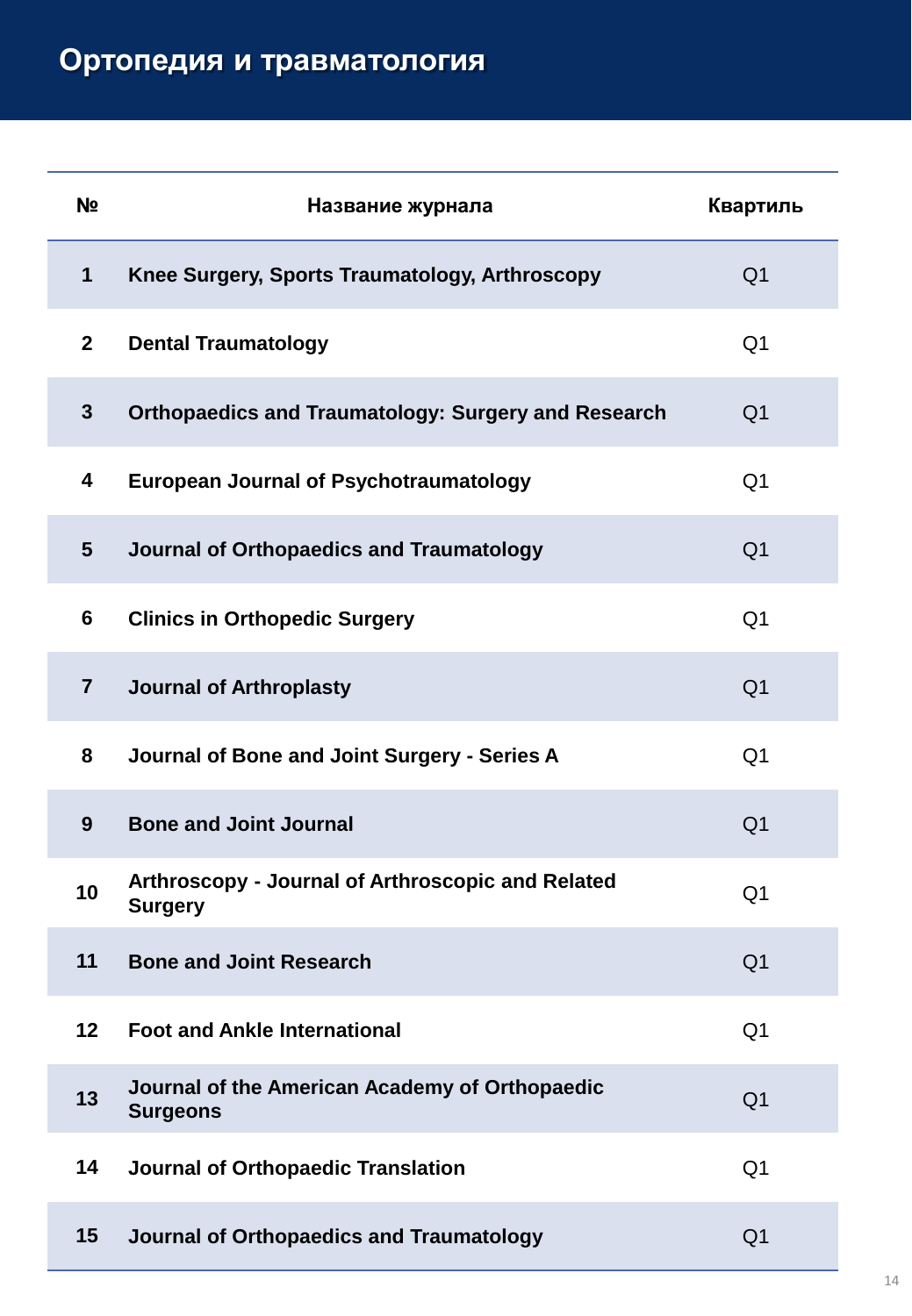# Ортопедия и травматология

| № | Название журнала | Квартиль |
|---|---|---|
| 1 | Knee Surgery, Sports Traumatology, Arthroscopy | Q1 |
| 2 | Dental Traumatology | Q1 |
| 3 | Orthopaedics and Traumatology: Surgery and Research | Q1 |
| 4 | European Journal of Psychotraumatology | Q1 |
| 5 | Journal of Orthopaedics and Traumatology | Q1 |
| 6 | Clinics in Orthopedic Surgery | Q1 |
| 7 | Journal of Arthroplasty | Q1 |
| 8 | Journal of Bone and Joint Surgery - Series A | Q1 |
| 9 | Bone and Joint Journal | Q1 |
| 10 | Arthroscopy - Journal of Arthroscopic and Related Surgery | Q1 |
| 11 | Bone and Joint Research | Q1 |
| 12 | Foot and Ankle International | Q1 |
| 13 | Journal of the American Academy of Orthopaedic Surgeons | Q1 |
| 14 | Journal of Orthopaedic Translation | Q1 |
| 15 | Journal of Orthopaedics and Traumatology | Q1 |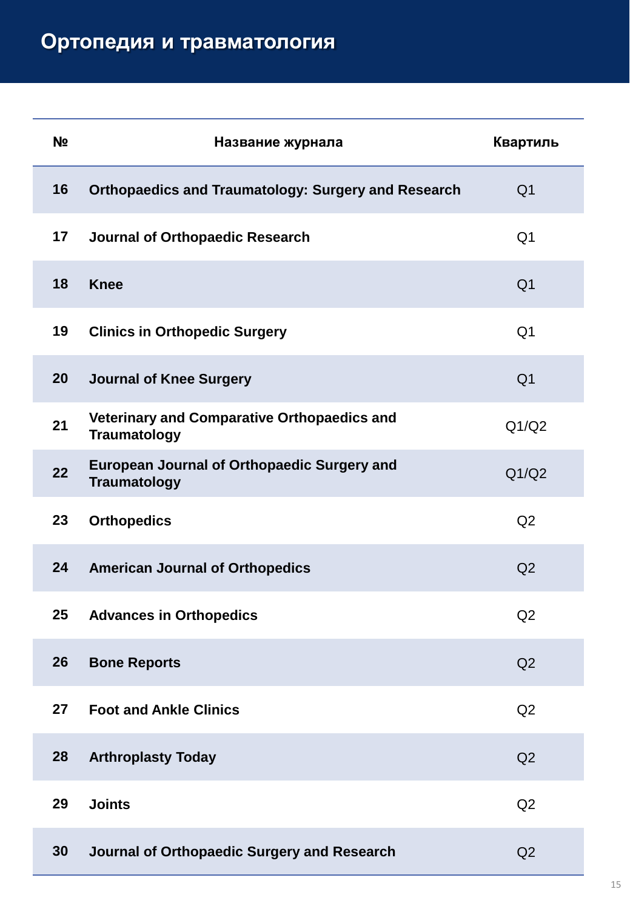# Ортопедия и травматология

| № | Название журнала | Квартиль |
|---|---|---|
| 16 | Orthopaedics and Traumatology: Surgery and Research | Q1 |
| 17 | Journal of Orthopaedic Research | Q1 |
| 18 | Knee | Q1 |
| 19 | Clinics in Orthopedic Surgery | Q1 |
| 20 | Journal of Knee Surgery | Q1 |
| 21 | Veterinary and Comparative Orthopaedics and Traumatology | Q1/Q2 |
| 22 | European Journal of Orthopaedic Surgery and Traumatology | Q1/Q2 |
| 23 | Orthopedics | Q2 |
| 24 | American Journal of Orthopedics | Q2 |
| 25 | Advances in Orthopedics | Q2 |
| 26 | Bone Reports | Q2 |
| 27 | Foot and Ankle Clinics | Q2 |
| 28 | Arthroplasty Today | Q2 |
| 29 | Joints | Q2 |
| 30 | Journal of Orthopaedic Surgery and Research | Q2 |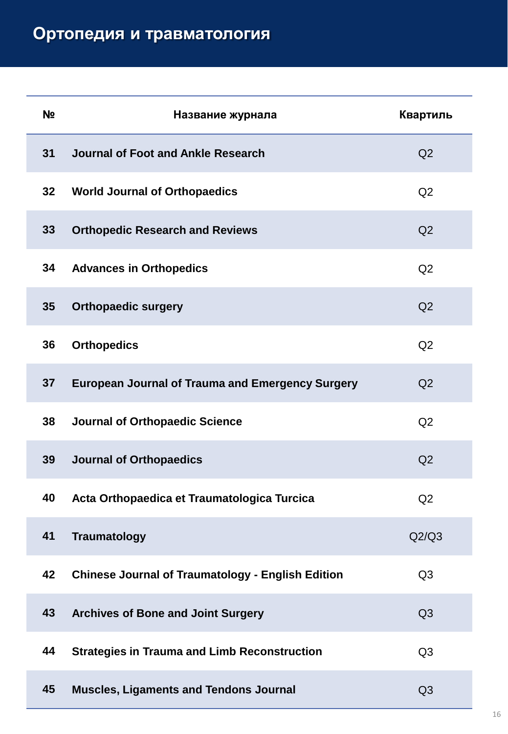# Ортопедия и травматология

| № | Название журнала | Квартиль |
|---|---|---|
| 31 | Journal of Foot and Ankle Research | Q2 |
| 32 | World Journal of Orthopaedics | Q2 |
| 33 | Orthopedic Research and Reviews | Q2 |
| 34 | Advances in Orthopedics | Q2 |
| 35 | Orthopaedic surgery | Q2 |
| 36 | Orthopedics | Q2 |
| 37 | European Journal of Trauma and Emergency Surgery | Q2 |
| 38 | Journal of Orthopaedic Science | Q2 |
| 39 | Journal of Orthopaedics | Q2 |
| 40 | Acta Orthopaedica et Traumatologica Turcica | Q2 |
| 41 | Traumatology | Q2/Q3 |
| 42 | Chinese Journal of Traumatology - English Edition | Q3 |
| 43 | Archives of Bone and Joint Surgery | Q3 |
| 44 | Strategies in Trauma and Limb Reconstruction | Q3 |
| 45 | Muscles, Ligaments and Tendons Journal | Q3 |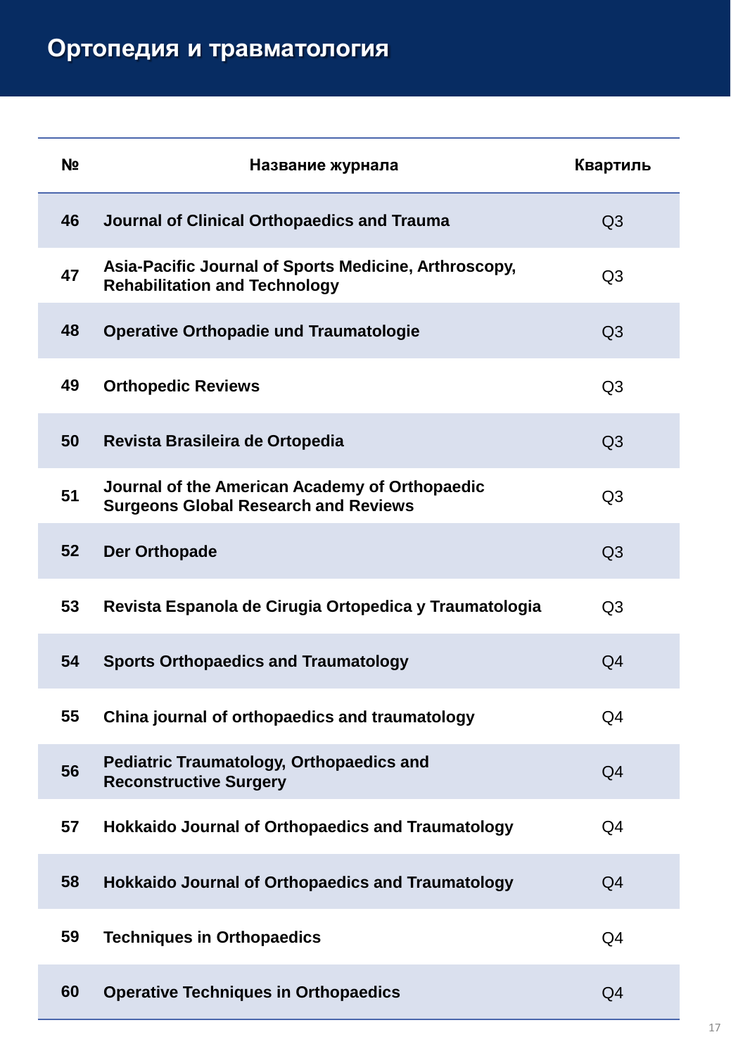## Ортопедия и травматология

| № | Название журнала | Квартиль |
|---|---|---|
| 46 | Journal of Clinical Orthopaedics and Trauma | Q3 |
| 47 | Asia-Pacific Journal of Sports Medicine, Arthroscopy, Rehabilitation and Technology | Q3 |
| 48 | Operative Orthopadie und Traumatologie | Q3 |
| 49 | Orthopedic Reviews | Q3 |
| 50 | Revista Brasileira de Ortopedia | Q3 |
| 51 | Journal of the American Academy of Orthopaedic Surgeons Global Research and Reviews | Q3 |
| 52 | Der Orthopade | Q3 |
| 53 | Revista Espanola de Cirugia Ortopedica y Traumatologia | Q3 |
| 54 | Sports Orthopaedics and Traumatology | Q4 |
| 55 | China journal of orthopaedics and traumatology | Q4 |
| 56 | Pediatric Traumatology, Orthopaedics and Reconstructive Surgery | Q4 |
| 57 | Hokkaido Journal of Orthopaedics and Traumatology | Q4 |
| 58 | Hokkaido Journal of Orthopaedics and Traumatology | Q4 |
| 59 | Techniques in Orthopaedics | Q4 |
| 60 | Operative Techniques in Orthopaedics | Q4 |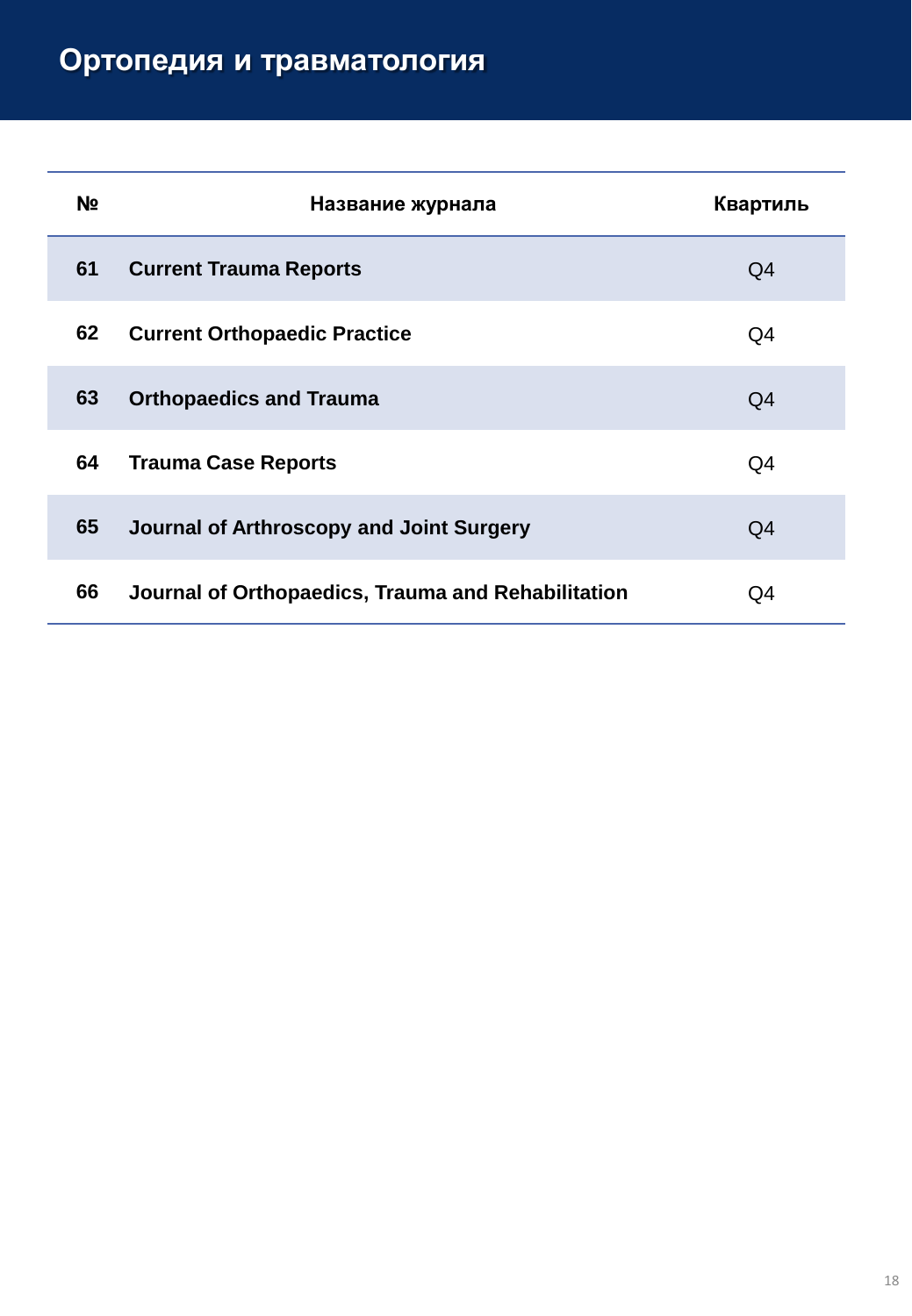# Ортопедия и травматология

| № | Название журнала | Квартиль |
|---|---|---|
| **61** | **Current Trauma Reports** | Q4 |
| **62** | **Current Orthopaedic Practice** | Q4 |
| **63** | **Orthopaedics and Trauma** | Q4 |
| **64** | **Trauma Case Reports** | Q4 |
| **65** | **Journal of Arthroscopy and Joint Surgery** | Q4 |
| **66** | **Journal of Orthopaedics, Trauma and Rehabilitation** | Q4 |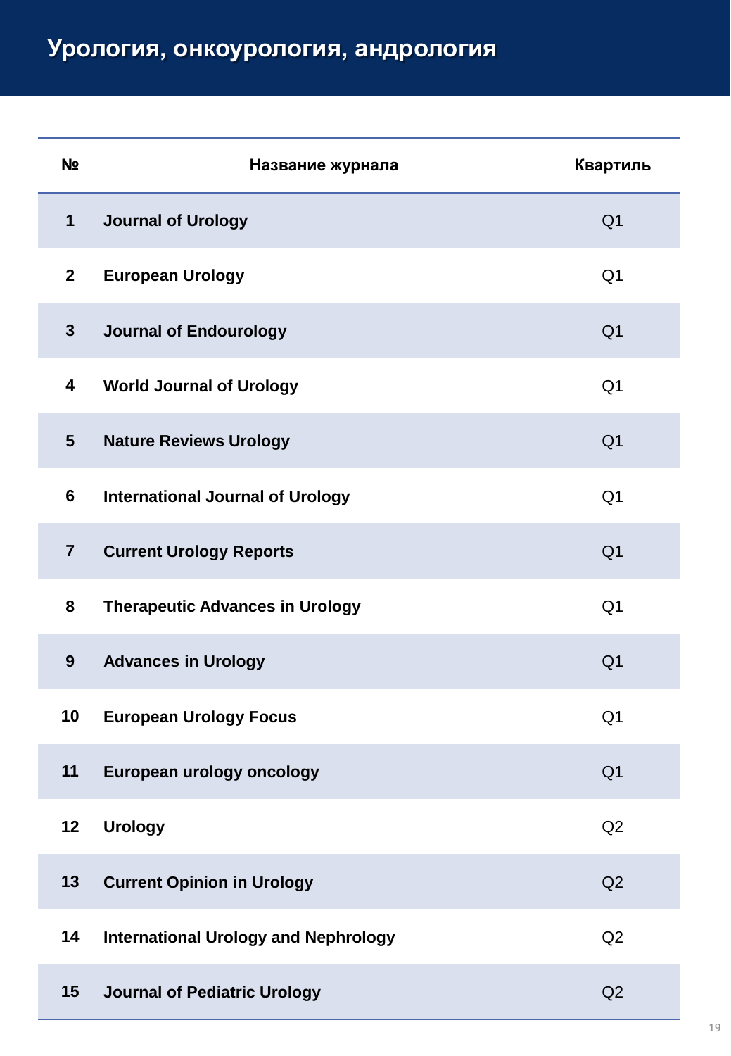# Урология, онкоурология, андрология

| № | Название журнала | Квартиль |
|---|---|---|
| 1 | Journal of Urology | Q1 |
| 2 | European Urology | Q1 |
| 3 | Journal of Endourology | Q1 |
| 4 | World Journal of Urology | Q1 |
| 5 | Nature Reviews Urology | Q1 |
| 6 | International Journal of Urology | Q1 |
| 7 | Current Urology Reports | Q1 |
| 8 | Therapeutic Advances in Urology | Q1 |
| 9 | Advances in Urology | Q1 |
| 10 | European Urology Focus | Q1 |
| 11 | European urology oncology | Q1 |
| 12 | Urology | Q2 |
| 13 | Current Opinion in Urology | Q2 |
| 14 | International Urology and Nephrology | Q2 |
| 15 | Journal of Pediatric Urology | Q2 |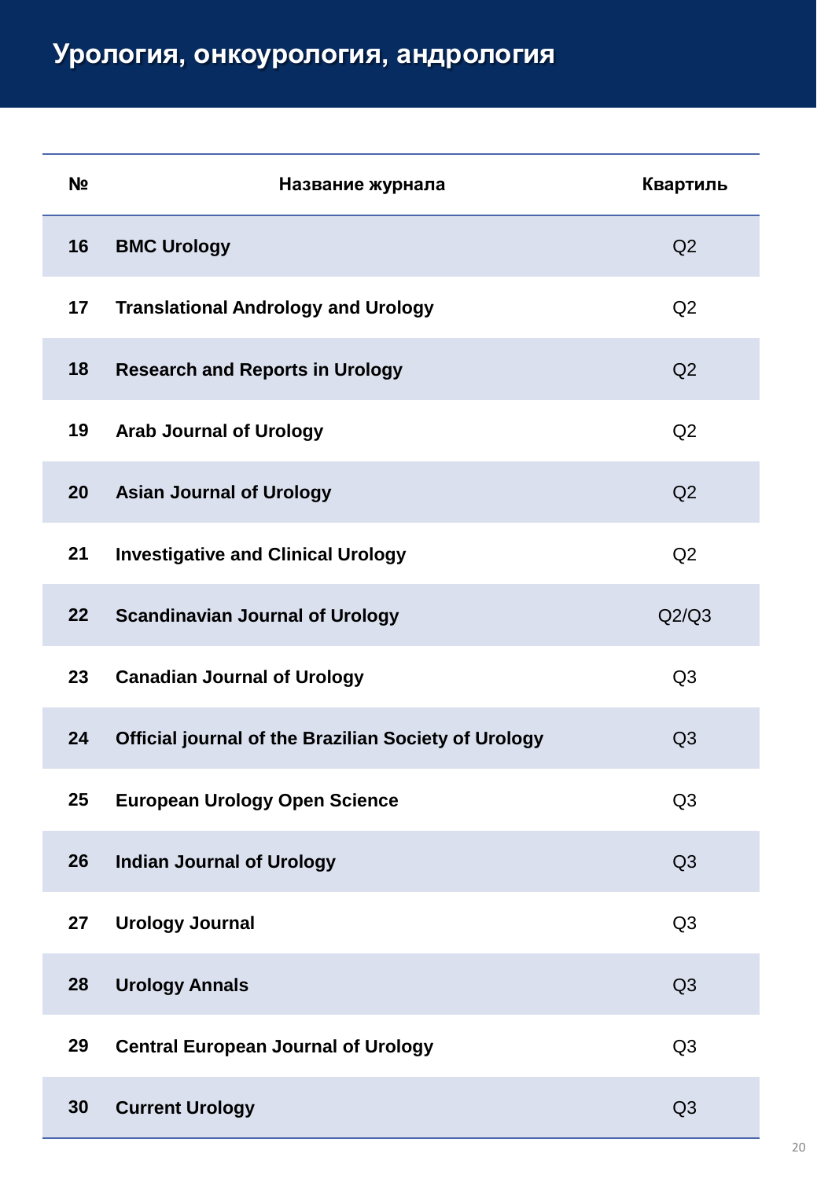# Урология, онкоурология, андрология

| № | Название журнала | Квартиль |
|---|---|---|
| 16 | **BMC Urology** | Q2 |
| 17 | **Translational Andrology and Urology** | Q2 |
| 18 | **Research and Reports in Urology** | Q2 |
| 19 | **Arab Journal of Urology** | Q2 |
| 20 | **Asian Journal of Urology** | Q2 |
| 21 | **Investigative and Clinical Urology** | Q2 |
| 22 | **Scandinavian Journal of Urology** | Q2/Q3 |
| 23 | **Canadian Journal of Urology** | Q3 |
| 24 | **Official journal of the Brazilian Society of Urology** | Q3 |
| 25 | **European Urology Open Science** | Q3 |
| 26 | **Indian Journal of Urology** | Q3 |
| 27 | **Urology Journal** | Q3 |
| 28 | **Urology Annals** | Q3 |
| 29 | **Central European Journal of Urology** | Q3 |
| 30 | **Current Urology** | Q3 |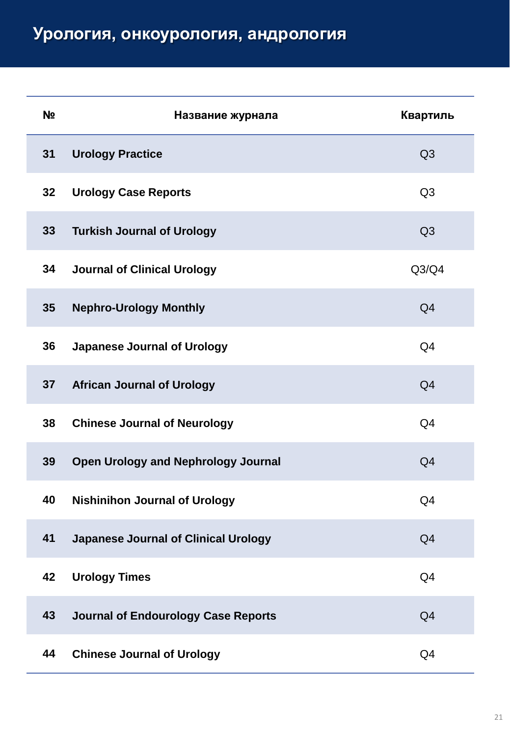# Урология, онкоурология, андрология

| № | Название журнала | Квартиль |
|---|---|---|
| 31 | **Urology Practice** | Q3 |
| 32 | **Urology Case Reports** | Q3 |
| 33 | **Turkish Journal of Urology** | Q3 |
| 34 | **Journal of Clinical Urology** | Q3/Q4 |
| 35 | **Nephro-Urology Monthly** | Q4 |
| 36 | **Japanese Journal of Urology** | Q4 |
| 37 | **African Journal of Urology** | Q4 |
| 38 | **Chinese Journal of Neurology** | Q4 |
| 39 | **Open Urology and Nephrology Journal** | Q4 |
| 40 | **Nishinihon Journal of Urology** | Q4 |
| 41 | **Japanese Journal of Clinical Urology** | Q4 |
| 42 | **Urology Times** | Q4 |
| 43 | **Journal of Endourology Case Reports** | Q4 |
| 44 | **Chinese Journal of Urology** | Q4 |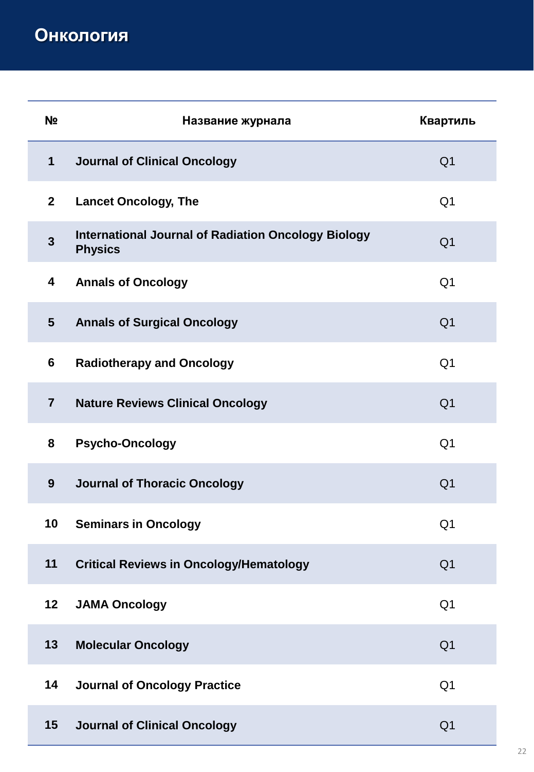# Онкология

| № | Название журнала | Квартиль |
|---|---|---|
| 1 | **Journal of Clinical Oncology** | Q1 |
| 2 | **Lancet Oncology, The** | Q1 |
| 3 | **International Journal of Radiation Oncology Biology Physics** | Q1 |
| 4 | **Annals of Oncology** | Q1 |
| 5 | **Annals of Surgical Oncology** | Q1 |
| 6 | **Radiotherapy and Oncology** | Q1 |
| 7 | **Nature Reviews Clinical Oncology** | Q1 |
| 8 | **Psycho-Oncology** | Q1 |
| 9 | **Journal of Thoracic Oncology** | Q1 |
| 10 | **Seminars in Oncology** | Q1 |
| 11 | **Critical Reviews in Oncology/Hematology** | Q1 |
| 12 | **JAMA Oncology** | Q1 |
| 13 | **Molecular Oncology** | Q1 |
| 14 | **Journal of Oncology Practice** | Q1 |
| 15 | **Journal of Clinical Oncology** | Q1 |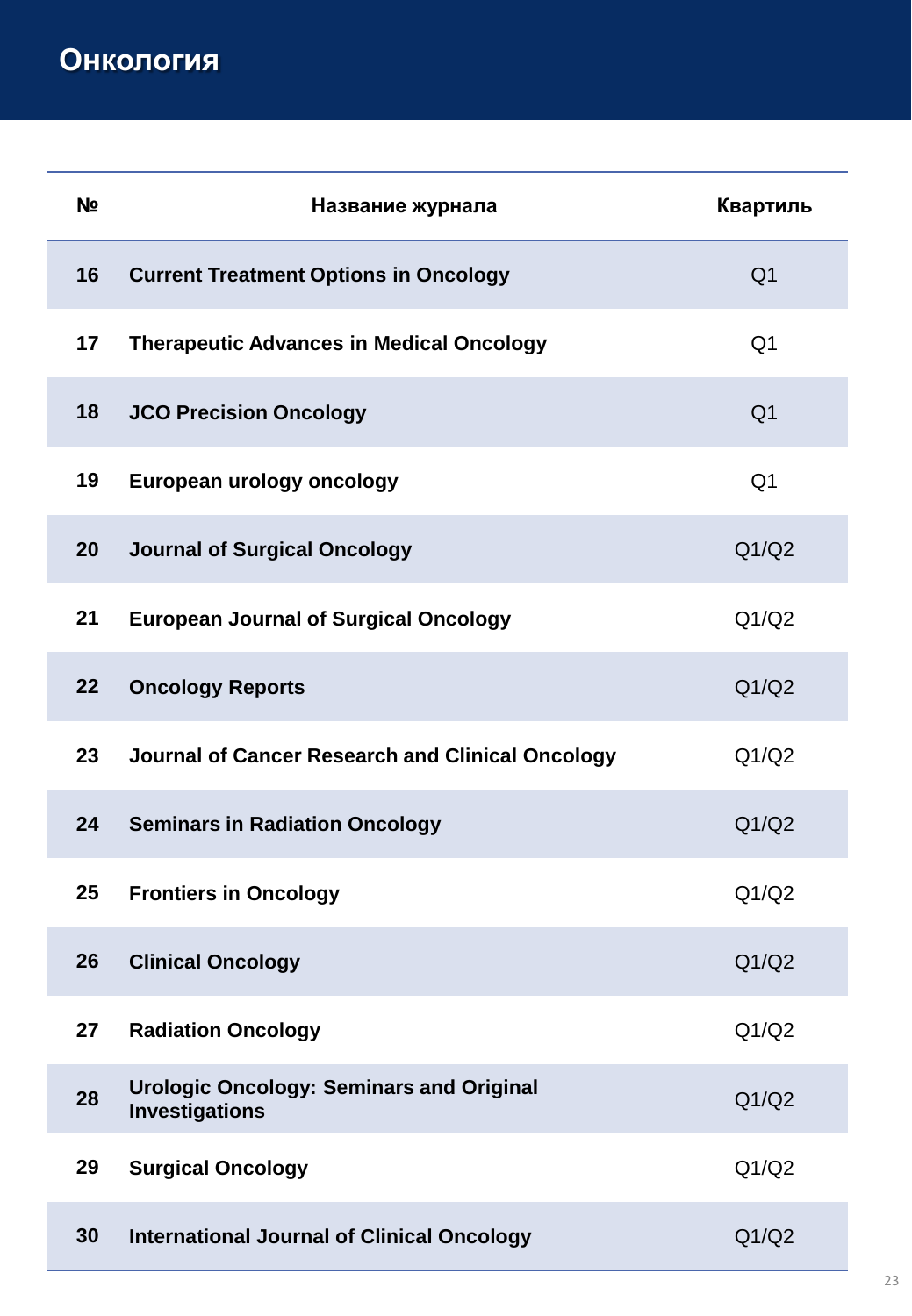# Онкология

| № | Название журнала | Квартиль |
|---|---|---|
| 16 | **Current Treatment Options in Oncology** | Q1 |
| 17 | **Therapeutic Advances in Medical Oncology** | Q1 |
| 18 | **JCO Precision Oncology** | Q1 |
| 19 | **European urology oncology** | Q1 |
| 20 | **Journal of Surgical Oncology** | Q1/Q2 |
| 21 | **European Journal of Surgical Oncology** | Q1/Q2 |
| 22 | **Oncology Reports** | Q1/Q2 |
| 23 | **Journal of Cancer Research and Clinical Oncology** | Q1/Q2 |
| 24 | **Seminars in Radiation Oncology** | Q1/Q2 |
| 25 | **Frontiers in Oncology** | Q1/Q2 |
| 26 | **Clinical Oncology** | Q1/Q2 |
| 27 | **Radiation Oncology** | Q1/Q2 |
| 28 | **Urologic Oncology: Seminars and Original Investigations** | Q1/Q2 |
| 29 | **Surgical Oncology** | Q1/Q2 |
| 30 | **International Journal of Clinical Oncology** | Q1/Q2 |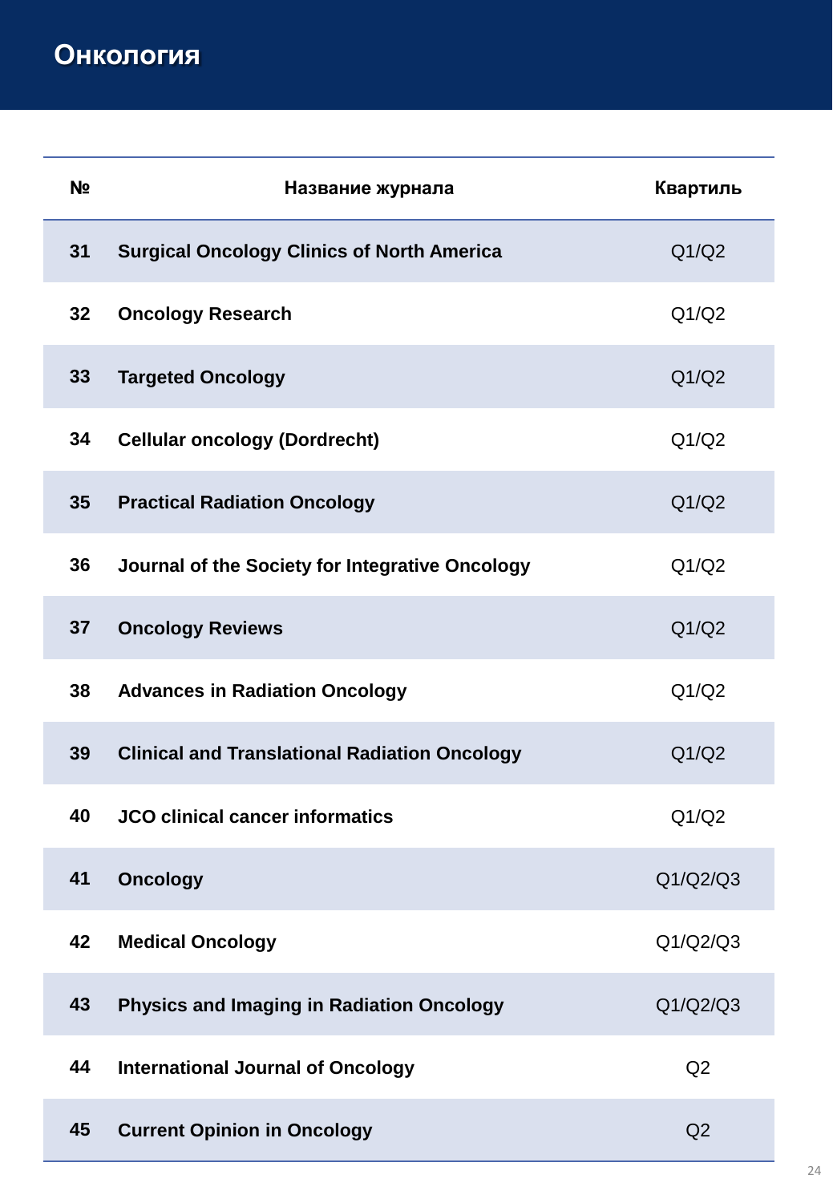# Онкология

| № | Название журнала | Квартиль |
|---|---|---|
| 31 | Surgical Oncology Clinics of North America | Q1/Q2 |
| 32 | Oncology Research | Q1/Q2 |
| 33 | Targeted Oncology | Q1/Q2 |
| 34 | Cellular oncology (Dordrecht) | Q1/Q2 |
| 35 | Practical Radiation Oncology | Q1/Q2 |
| 36 | Journal of the Society for Integrative Oncology | Q1/Q2 |
| 37 | Oncology Reviews | Q1/Q2 |
| 38 | Advances in Radiation Oncology | Q1/Q2 |
| 39 | Clinical and Translational Radiation Oncology | Q1/Q2 |
| 40 | JCO clinical cancer informatics | Q1/Q2 |
| 41 | Oncology | Q1/Q2/Q3 |
| 42 | Medical Oncology | Q1/Q2/Q3 |
| 43 | Physics and Imaging in Radiation Oncology | Q1/Q2/Q3 |
| 44 | International Journal of Oncology | Q2 |
| 45 | Current Opinion in Oncology | Q2 |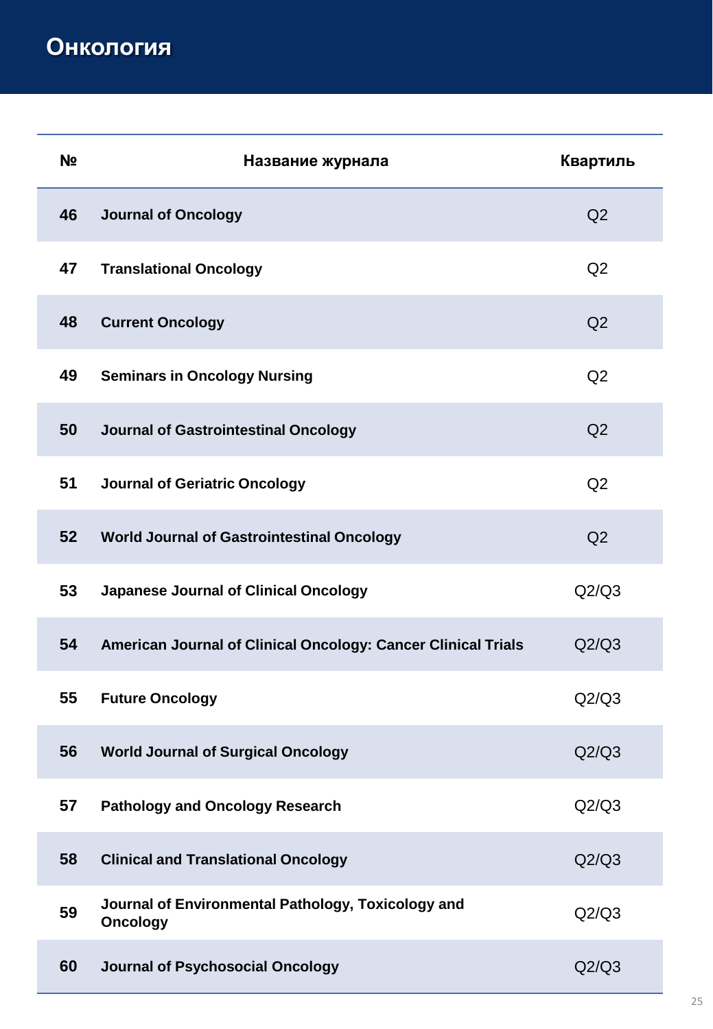# Онкология

| № | Название журнала | Квартиль |
|---|---|---|
| 46 | Journal of Oncology | Q2 |
| 47 | Translational Oncology | Q2 |
| 48 | Current Oncology | Q2 |
| 49 | Seminars in Oncology Nursing | Q2 |
| 50 | Journal of Gastrointestinal Oncology | Q2 |
| 51 | Journal of Geriatric Oncology | Q2 |
| 52 | World Journal of Gastrointestinal Oncology | Q2 |
| 53 | Japanese Journal of Clinical Oncology | Q2/Q3 |
| 54 | American Journal of Clinical Oncology: Cancer Clinical Trials | Q2/Q3 |
| 55 | Future Oncology | Q2/Q3 |
| 56 | World Journal of Surgical Oncology | Q2/Q3 |
| 57 | Pathology and Oncology Research | Q2/Q3 |
| 58 | Clinical and Translational Oncology | Q2/Q3 |
| 59 | Journal of Environmental Pathology, Toxicology and Oncology | Q2/Q3 |
| 60 | Journal of Psychosocial Oncology | Q2/Q3 |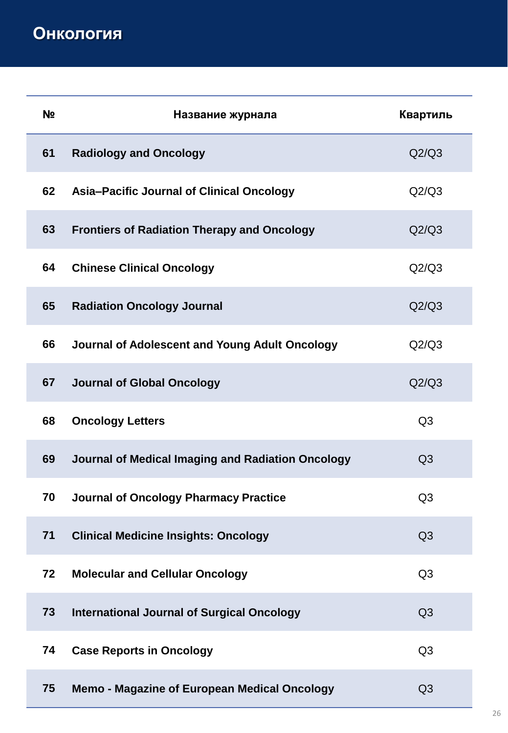# Онкология

| № | Название журнала | Квартиль |
|---|---|---|
| 61 | **Radiology and Oncology** | Q2/Q3 |
| 62 | **Asia–Pacific Journal of Clinical Oncology** | Q2/Q3 |
| 63 | **Frontiers of Radiation Therapy and Oncology** | Q2/Q3 |
| 64 | **Chinese Clinical Oncology** | Q2/Q3 |
| 65 | **Radiation Oncology Journal** | Q2/Q3 |
| 66 | **Journal of Adolescent and Young Adult Oncology** | Q2/Q3 |
| 67 | **Journal of Global Oncology** | Q2/Q3 |
| 68 | **Oncology Letters** | Q3 |
| 69 | **Journal of Medical Imaging and Radiation Oncology** | Q3 |
| 70 | **Journal of Oncology Pharmacy Practice** | Q3 |
| 71 | **Clinical Medicine Insights: Oncology** | Q3 |
| 72 | **Molecular and Cellular Oncology** | Q3 |
| 73 | **International Journal of Surgical Oncology** | Q3 |
| 74 | **Case Reports in Oncology** | Q3 |
| 75 | **Memo - Magazine of European Medical Oncology** | Q3 |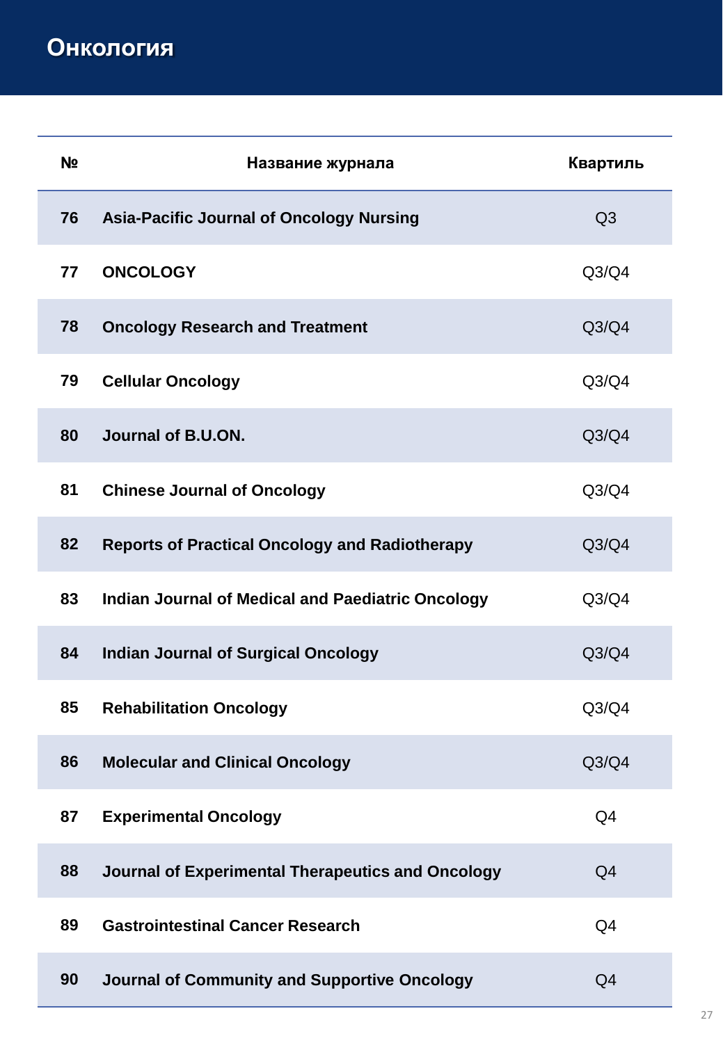# Онкология

| № | Название журнала | Квартиль |
|---|---|---|
| 76 | Asia-Pacific Journal of Oncology Nursing | Q3 |
| 77 | ONCOLOGY | Q3/Q4 |
| 78 | Oncology Research and Treatment | Q3/Q4 |
| 79 | Cellular Oncology | Q3/Q4 |
| 80 | Journal of B.U.ON. | Q3/Q4 |
| 81 | Chinese Journal of Oncology | Q3/Q4 |
| 82 | Reports of Practical Oncology and Radiotherapy | Q3/Q4 |
| 83 | Indian Journal of Medical and Paediatric Oncology | Q3/Q4 |
| 84 | Indian Journal of Surgical Oncology | Q3/Q4 |
| 85 | Rehabilitation Oncology | Q3/Q4 |
| 86 | Molecular and Clinical Oncology | Q3/Q4 |
| 87 | Experimental Oncology | Q4 |
| 88 | Journal of Experimental Therapeutics and Oncology | Q4 |
| 89 | Gastrointestinal Cancer Research | Q4 |
| 90 | Journal of Community and Supportive Oncology | Q4 |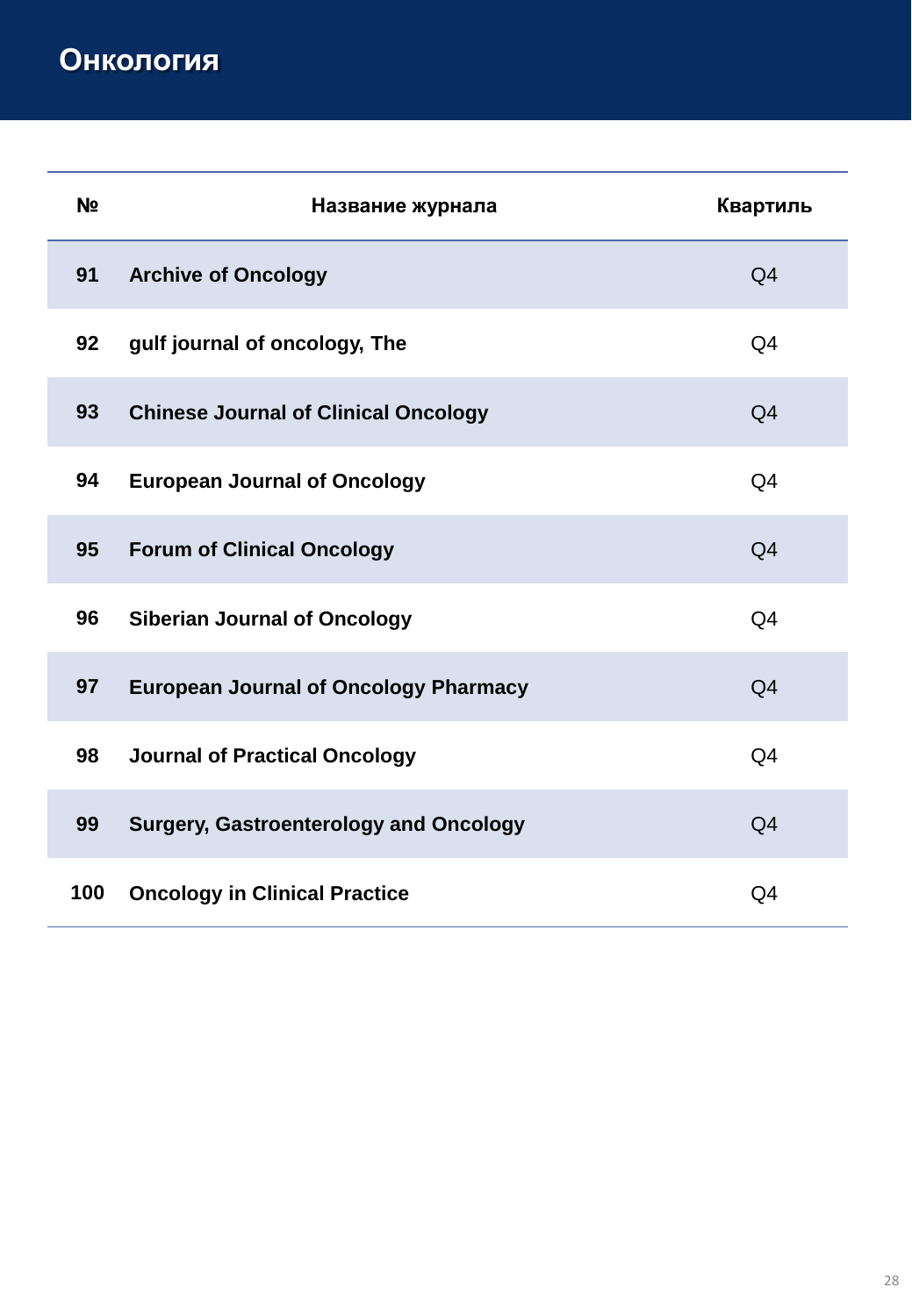# Онкология

| № | Название журнала | Квартиль |
|---|---|---|
| 91 | Archive of Oncology | Q4 |
| 92 | gulf journal of oncology, The | Q4 |
| 93 | Chinese Journal of Clinical Oncology | Q4 |
| 94 | European Journal of Oncology | Q4 |
| 95 | Forum of Clinical Oncology | Q4 |
| 96 | Siberian Journal of Oncology | Q4 |
| 97 | European Journal of Oncology Pharmacy | Q4 |
| 98 | Journal of Practical Oncology | Q4 |
| 99 | Surgery, Gastroenterology and Oncology | Q4 |
| 100 | Oncology in Clinical Practice | Q4 |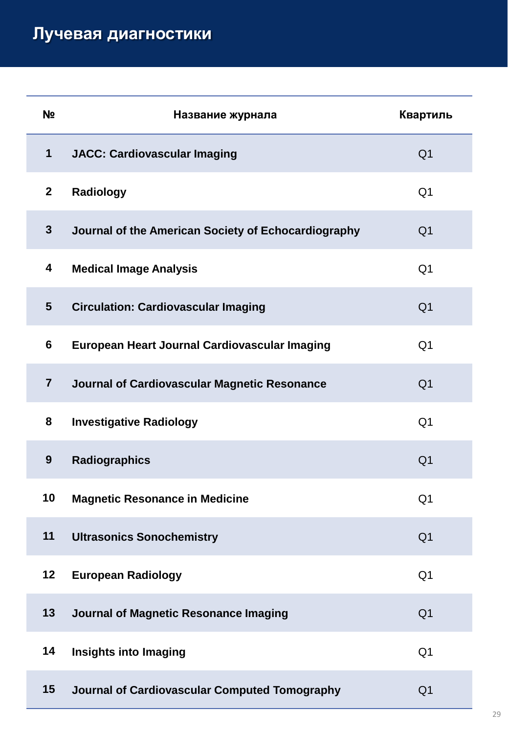# Лучевая диагностики

| № | Название журнала | Квартиль |
|---|---|---|
| 1 | **JACC: Cardiovascular Imaging** | Q1 |
| 2 | **Radiology** | Q1 |
| 3 | **Journal of the American Society of Echocardiography** | Q1 |
| 4 | **Medical Image Analysis** | Q1 |
| 5 | **Circulation: Cardiovascular Imaging** | Q1 |
| 6 | **European Heart Journal Cardiovascular Imaging** | Q1 |
| 7 | **Journal of Cardiovascular Magnetic Resonance** | Q1 |
| 8 | **Investigative Radiology** | Q1 |
| 9 | **Radiographics** | Q1 |
| 10 | **Magnetic Resonance in Medicine** | Q1 |
| 11 | **Ultrasonics Sonochemistry** | Q1 |
| 12 | **European Radiology** | Q1 |
| 13 | **Journal of Magnetic Resonance Imaging** | Q1 |
| 14 | **Insights into Imaging** | Q1 |
| 15 | **Journal of Cardiovascular Computed Tomography** | Q1 |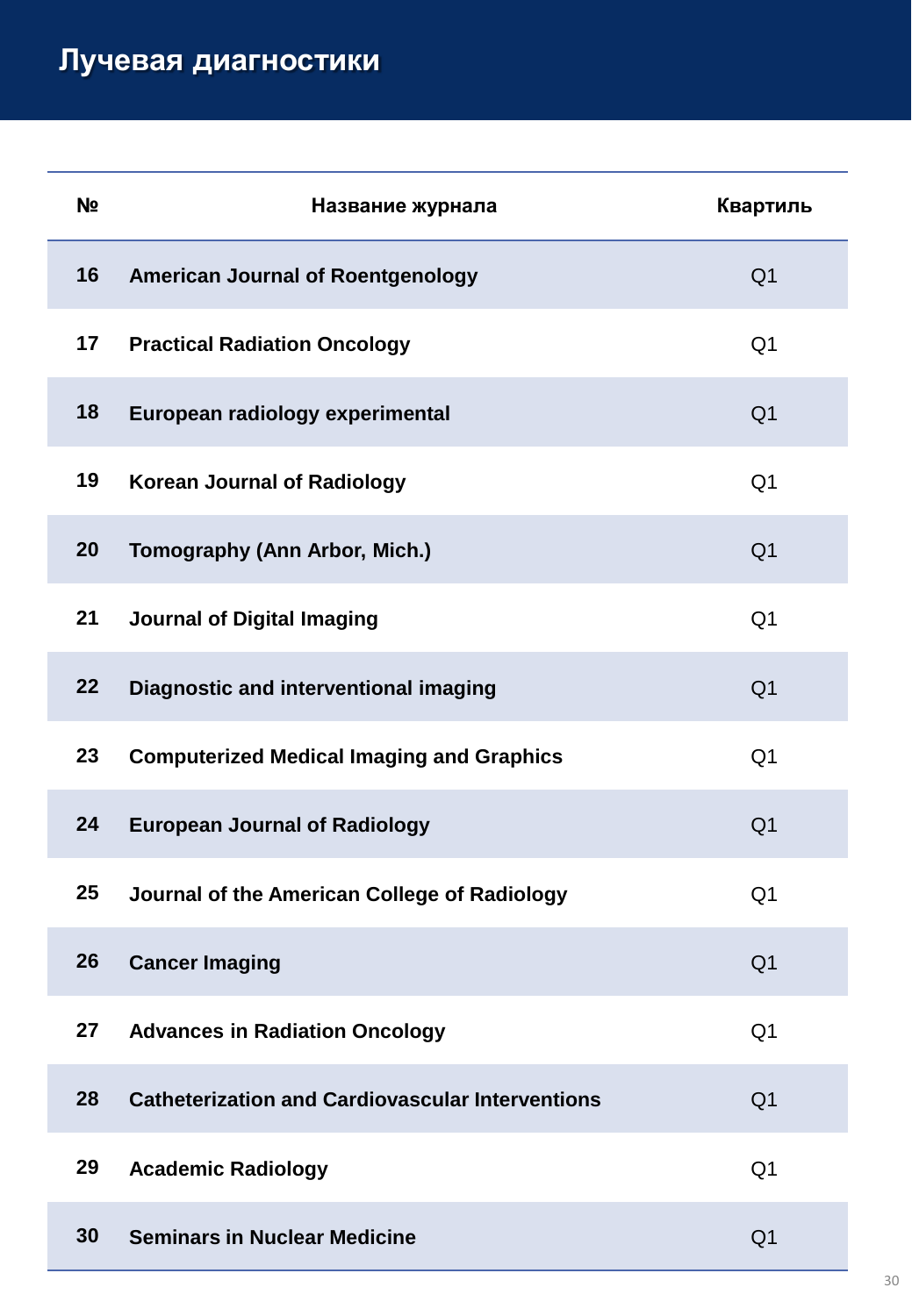# Лучевая диагностики

| № | Название журнала | Квартиль |
|---|---|---|
| 16 | American Journal of Roentgenology | Q1 |
| 17 | Practical Radiation Oncology | Q1 |
| 18 | European radiology experimental | Q1 |
| 19 | Korean Journal of Radiology | Q1 |
| 20 | Tomography (Ann Arbor, Mich.) | Q1 |
| 21 | Journal of Digital Imaging | Q1 |
| 22 | Diagnostic and interventional imaging | Q1 |
| 23 | Computerized Medical Imaging and Graphics | Q1 |
| 24 | European Journal of Radiology | Q1 |
| 25 | Journal of the American College of Radiology | Q1 |
| 26 | Cancer Imaging | Q1 |
| 27 | Advances in Radiation Oncology | Q1 |
| 28 | Catheterization and Cardiovascular Interventions | Q1 |
| 29 | Academic Radiology | Q1 |
| 30 | Seminars in Nuclear Medicine | Q1 |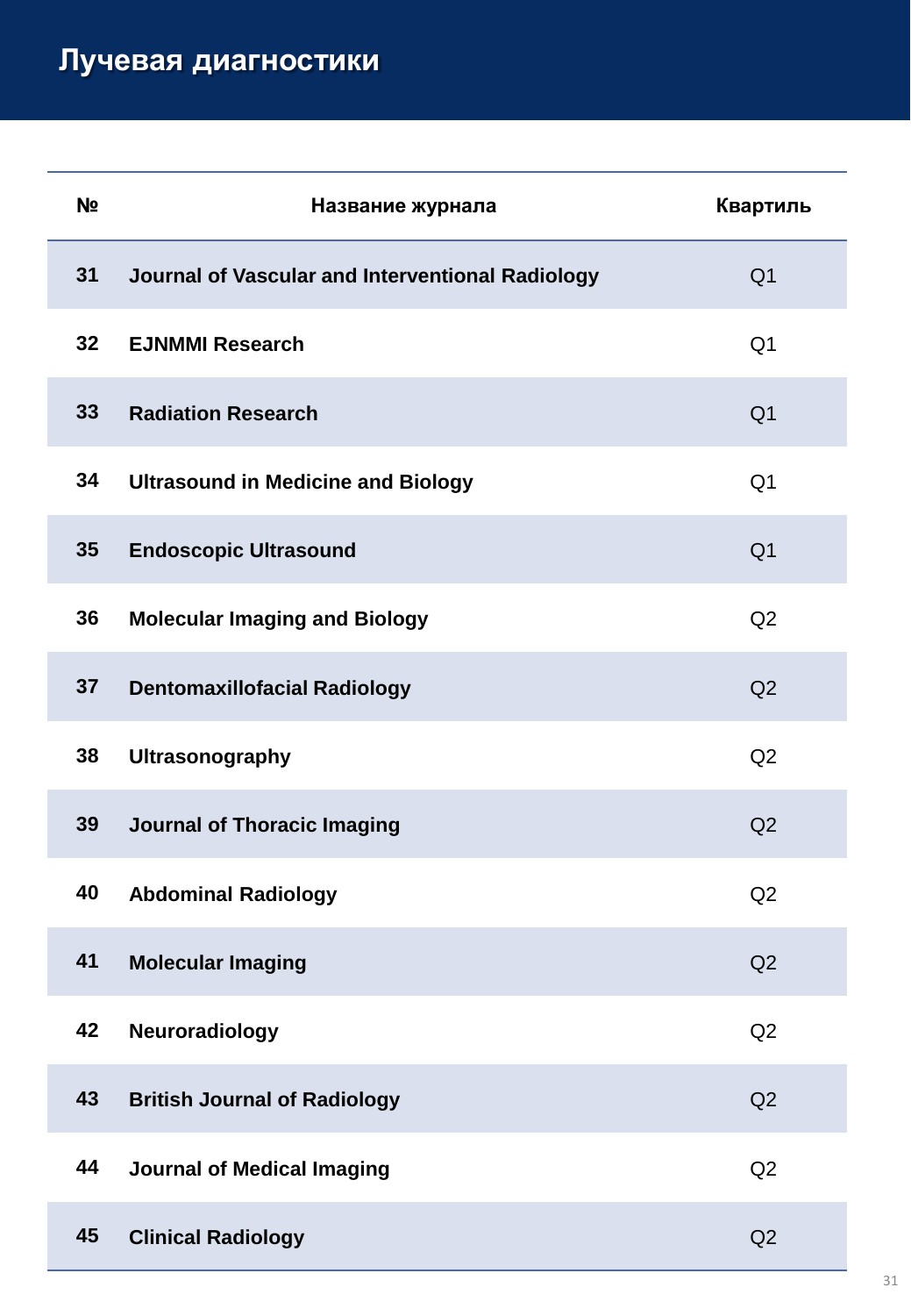# Лучевая диагностики

| № | Название журнала | Квартиль |
|---|---|---|
| 31 | **Journal of Vascular and Interventional Radiology** | Q1 |
| 32 | **EJNMMI Research** | Q1 |
| 33 | **Radiation Research** | Q1 |
| 34 | **Ultrasound in Medicine and Biology** | Q1 |
| 35 | **Endoscopic Ultrasound** | Q1 |
| 36 | **Molecular Imaging and Biology** | Q2 |
| 37 | **Dentomaxillofacial Radiology** | Q2 |
| 38 | **Ultrasonography** | Q2 |
| 39 | **Journal of Thoracic Imaging** | Q2 |
| 40 | **Abdominal Radiology** | Q2 |
| 41 | **Molecular Imaging** | Q2 |
| 42 | **Neuroradiology** | Q2 |
| 43 | **British Journal of Radiology** | Q2 |
| 44 | **Journal of Medical Imaging** | Q2 |
| 45 | **Clinical Radiology** | Q2 |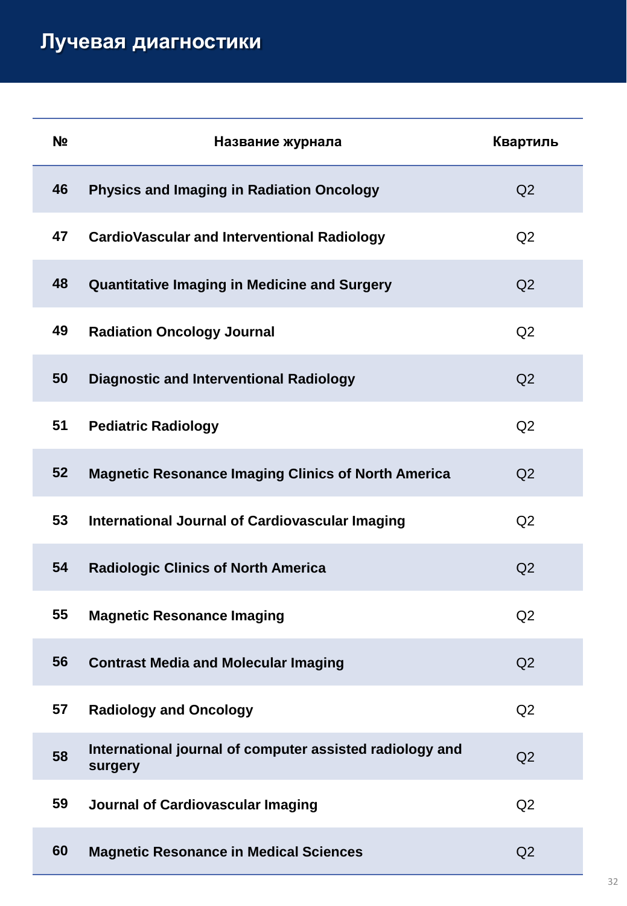# Лучевая диагностики

| № | Название журнала | Квартиль |
|---|---|---|
| 46 | **Physics and Imaging in Radiation Oncology** | Q2 |
| 47 | **CardioVascular and Interventional Radiology** | Q2 |
| 48 | **Quantitative Imaging in Medicine and Surgery** | Q2 |
| 49 | **Radiation Oncology Journal** | Q2 |
| 50 | **Diagnostic and Interventional Radiology** | Q2 |
| 51 | **Pediatric Radiology** | Q2 |
| 52 | **Magnetic Resonance Imaging Clinics of North America** | Q2 |
| 53 | **International Journal of Cardiovascular Imaging** | Q2 |
| 54 | **Radiologic Clinics of North America** | Q2 |
| 55 | **Magnetic Resonance Imaging** | Q2 |
| 56 | **Contrast Media and Molecular Imaging** | Q2 |
| 57 | **Radiology and Oncology** | Q2 |
| 58 | **International journal of computer assisted radiology and surgery** | Q2 |
| 59 | **Journal of Cardiovascular Imaging** | Q2 |
| 60 | **Magnetic Resonance in Medical Sciences** | Q2 |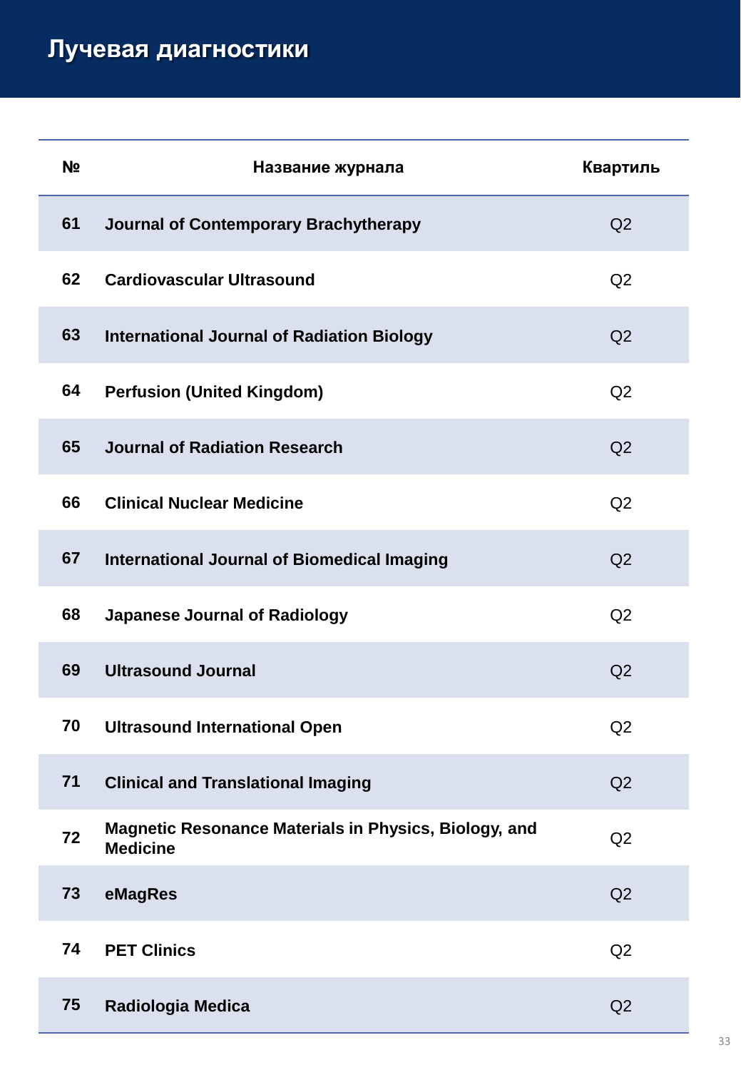# Лучевая диагностики

| № | Название журнала | Квартиль |
|---|---|---|
| 61 | Journal of Contemporary Brachytherapy | Q2 |
| 62 | Cardiovascular Ultrasound | Q2 |
| 63 | International Journal of Radiation Biology | Q2 |
| 64 | Perfusion (United Kingdom) | Q2 |
| 65 | Journal of Radiation Research | Q2 |
| 66 | Clinical Nuclear Medicine | Q2 |
| 67 | International Journal of Biomedical Imaging | Q2 |
| 68 | Japanese Journal of Radiology | Q2 |
| 69 | Ultrasound Journal | Q2 |
| 70 | Ultrasound International Open | Q2 |
| 71 | Clinical and Translational Imaging | Q2 |
| 72 | Magnetic Resonance Materials in Physics, Biology, and Medicine | Q2 |
| 73 | eMagRes | Q2 |
| 74 | PET Clinics | Q2 |
| 75 | Radiologia Medica | Q2 |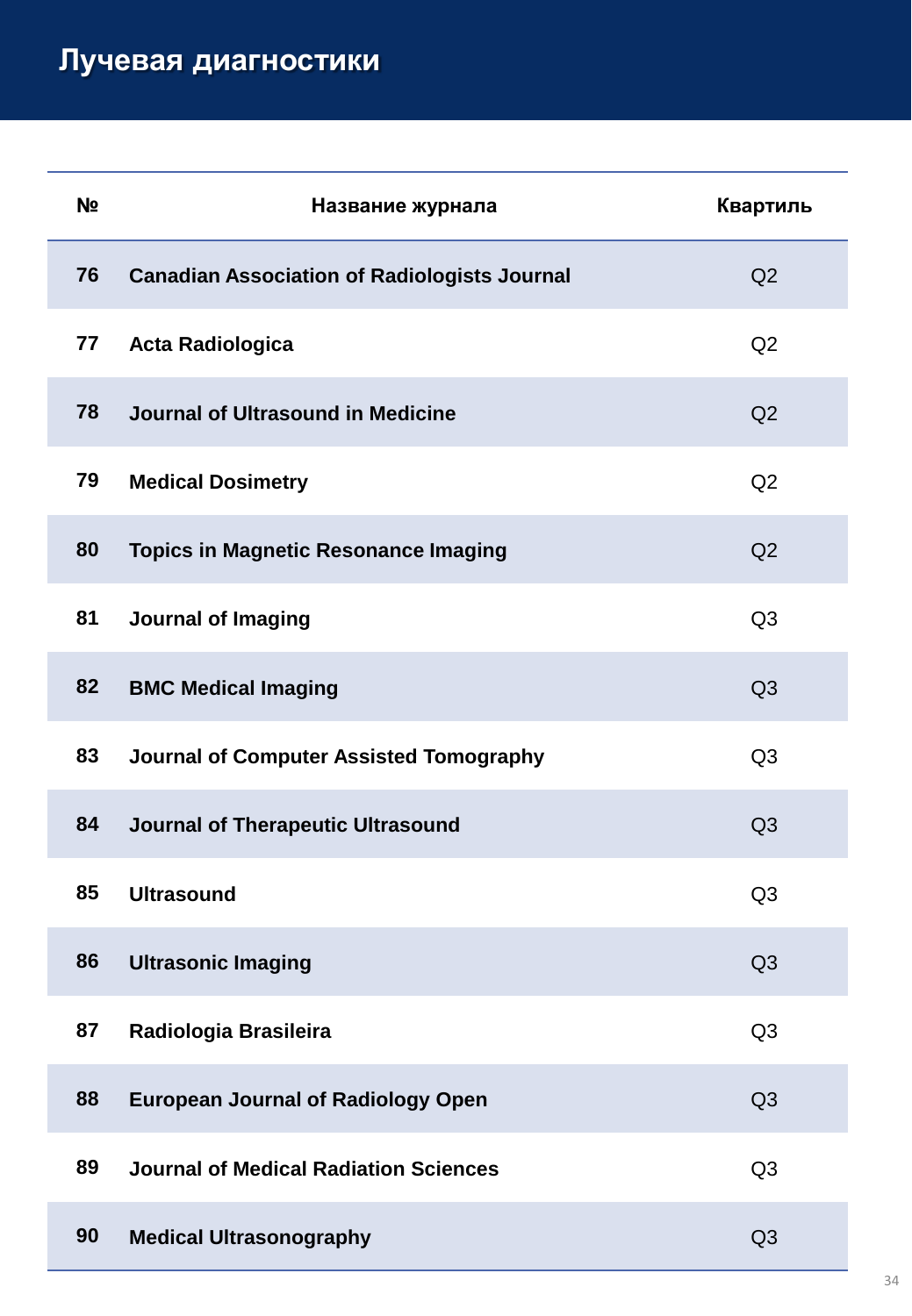# Лучевая диагностики

| № | Название журнала | Квартиль |
|---|---|---|
| 76 | **Canadian Association of Radiologists Journal** | Q2 |
| 77 | **Acta Radiologica** | Q2 |
| 78 | **Journal of Ultrasound in Medicine** | Q2 |
| 79 | **Medical Dosimetry** | Q2 |
| 80 | **Topics in Magnetic Resonance Imaging** | Q2 |
| 81 | **Journal of Imaging** | Q3 |
| 82 | **BMC Medical Imaging** | Q3 |
| 83 | **Journal of Computer Assisted Tomography** | Q3 |
| 84 | **Journal of Therapeutic Ultrasound** | Q3 |
| 85 | **Ultrasound** | Q3 |
| 86 | **Ultrasonic Imaging** | Q3 |
| 87 | **Radiologia Brasileira** | Q3 |
| 88 | **European Journal of Radiology Open** | Q3 |
| 89 | **Journal of Medical Radiation Sciences** | Q3 |
| 90 | **Medical Ultrasonography** | Q3 |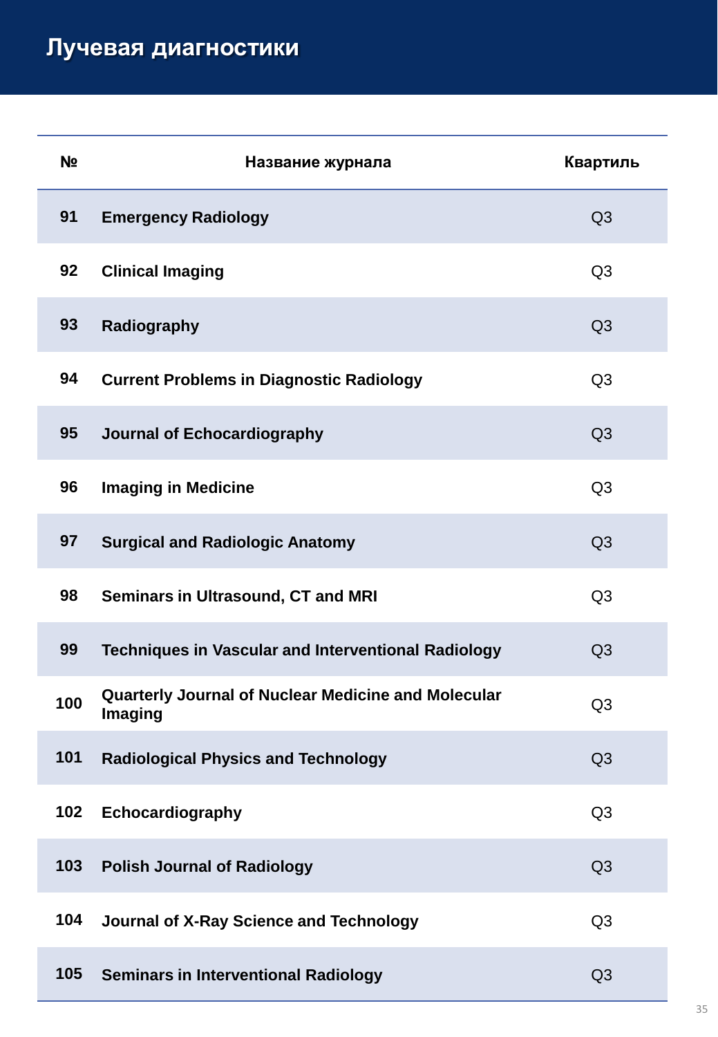# Лучевая диагностики

| № | Название журнала | Квартиль |
|---|---|---|
| 91 | Emergency Radiology | Q3 |
| 92 | Clinical Imaging | Q3 |
| 93 | Radiography | Q3 |
| 94 | Current Problems in Diagnostic Radiology | Q3 |
| 95 | Journal of Echocardiography | Q3 |
| 96 | Imaging in Medicine | Q3 |
| 97 | Surgical and Radiologic Anatomy | Q3 |
| 98 | Seminars in Ultrasound, CT and MRI | Q3 |
| 99 | Techniques in Vascular and Interventional Radiology | Q3 |
| 100 | Quarterly Journal of Nuclear Medicine and Molecular Imaging | Q3 |
| 101 | Radiological Physics and Technology | Q3 |
| 102 | Echocardiography | Q3 |
| 103 | Polish Journal of Radiology | Q3 |
| 104 | Journal of X-Ray Science and Technology | Q3 |
| 105 | Seminars in Interventional Radiology | Q3 |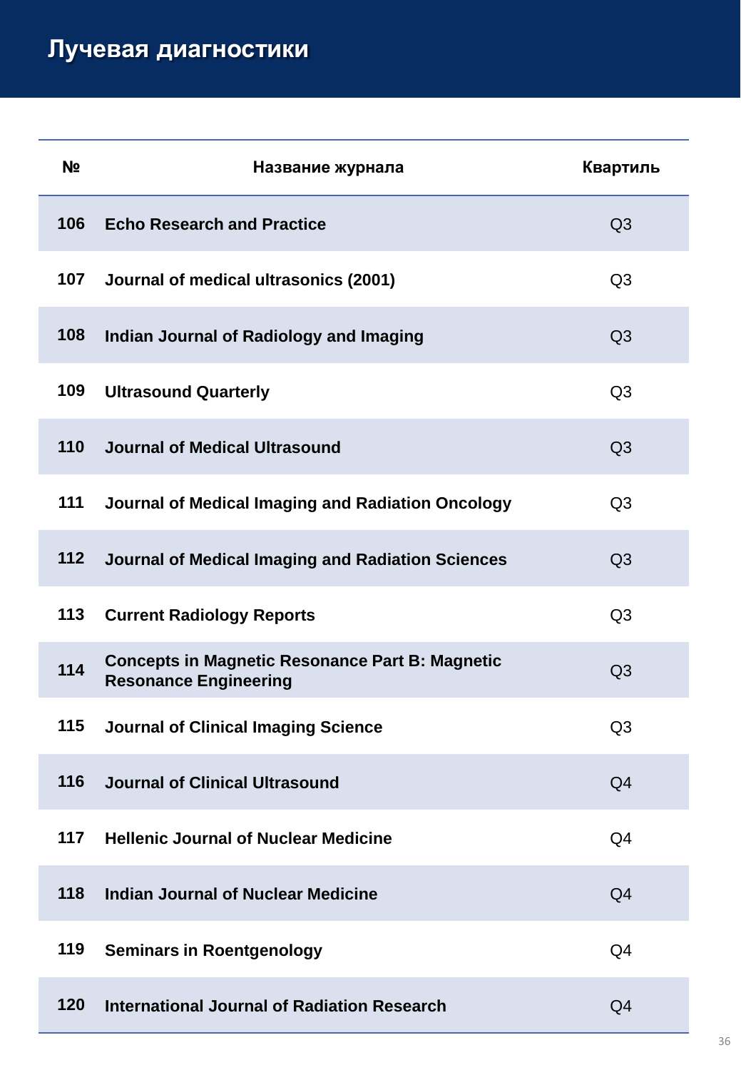# Лучевая диагностики

| № | Название журнала | Квартиль |
|---|---|---|
| 106 | Echo Research and Practice | Q3 |
| 107 | Journal of medical ultrasonics (2001) | Q3 |
| 108 | Indian Journal of Radiology and Imaging | Q3 |
| 109 | Ultrasound Quarterly | Q3 |
| 110 | Journal of Medical Ultrasound | Q3 |
| 111 | Journal of Medical Imaging and Radiation Oncology | Q3 |
| 112 | Journal of Medical Imaging and Radiation Sciences | Q3 |
| 113 | Current Radiology Reports | Q3 |
| 114 | Concepts in Magnetic Resonance Part B: Magnetic Resonance Engineering | Q3 |
| 115 | Journal of Clinical Imaging Science | Q3 |
| 116 | Journal of Clinical Ultrasound | Q4 |
| 117 | Hellenic Journal of Nuclear Medicine | Q4 |
| 118 | Indian Journal of Nuclear Medicine | Q4 |
| 119 | Seminars in Roentgenology | Q4 |
| 120 | International Journal of Radiation Research | Q4 |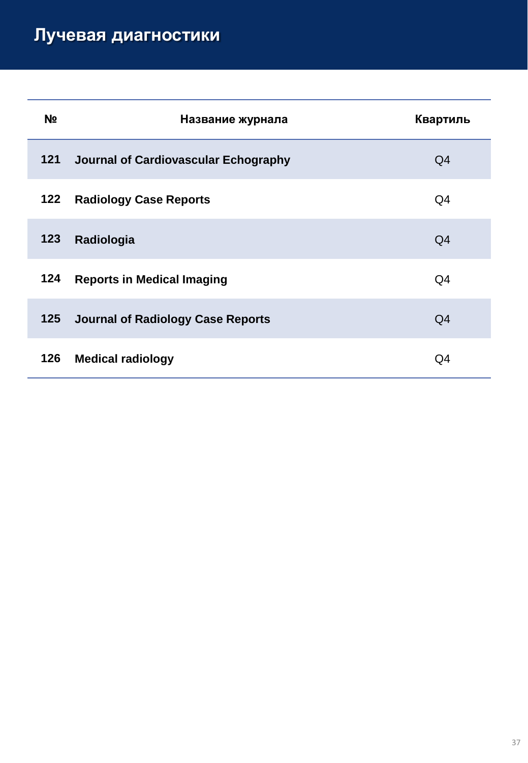# Лучевая диагностики

| № | Название журнала | Квартиль |
|---|---|---|
| 121 | **Journal of Cardiovascular Echography** | Q4 |
| 122 | **Radiology Case Reports** | Q4 |
| 123 | **Radiologia** | Q4 |
| 124 | **Reports in Medical Imaging** | Q4 |
| 125 | **Journal of Radiology Case Reports** | Q4 |
| 126 | **Medical radiology** | Q4 |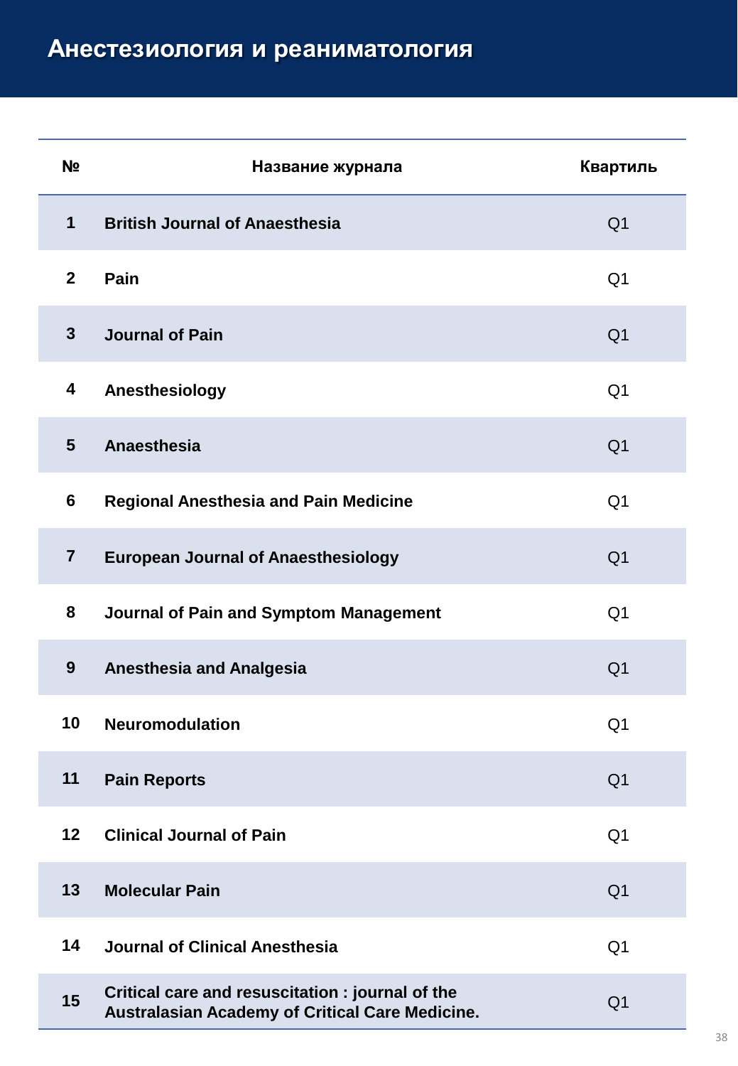# Анестезиология и реаниматология

| № | Название журнала | Квартиль |
|---|---|---|
| 1 | **British Journal of Anaesthesia** | Q1 |
| 2 | **Pain** | Q1 |
| 3 | **Journal of Pain** | Q1 |
| 4 | **Anesthesiology** | Q1 |
| 5 | **Anaesthesia** | Q1 |
| 6 | **Regional Anesthesia and Pain Medicine** | Q1 |
| 7 | **European Journal of Anaesthesiology** | Q1 |
| 8 | **Journal of Pain and Symptom Management** | Q1 |
| 9 | **Anesthesia and Analgesia** | Q1 |
| 10 | **Neuromodulation** | Q1 |
| 11 | **Pain Reports** | Q1 |
| 12 | **Clinical Journal of Pain** | Q1 |
| 13 | **Molecular Pain** | Q1 |
| 14 | **Journal of Clinical Anesthesia** | Q1 |
| 15 | **Critical care and resuscitation : journal of the Australasian Academy of Critical Care Medicine.** | Q1 |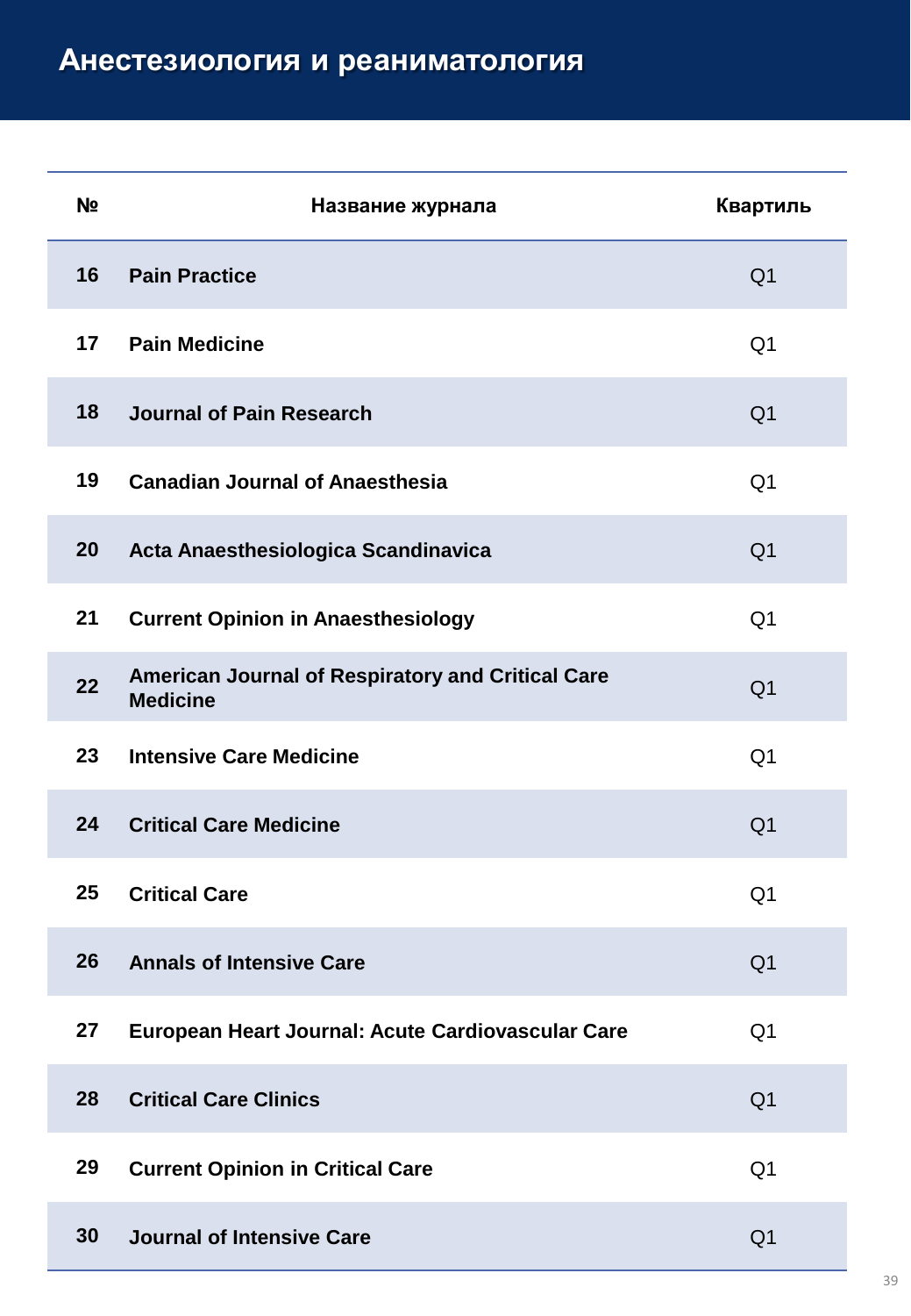# Анестезиология и реаниматология

| № | Название журнала | Квартиль |
|---|---|---|
| 16 | **Pain Practice** | Q1 |
| 17 | **Pain Medicine** | Q1 |
| 18 | **Journal of Pain Research** | Q1 |
| 19 | **Canadian Journal of Anaesthesia** | Q1 |
| 20 | **Acta Anaesthesiologica Scandinavica** | Q1 |
| 21 | **Current Opinion in Anaesthesiology** | Q1 |
| 22 | **American Journal of Respiratory and Critical Care Medicine** | Q1 |
| 23 | **Intensive Care Medicine** | Q1 |
| 24 | **Critical Care Medicine** | Q1 |
| 25 | **Critical Care** | Q1 |
| 26 | **Annals of Intensive Care** | Q1 |
| 27 | **European Heart Journal: Acute Cardiovascular Care** | Q1 |
| 28 | **Critical Care Clinics** | Q1 |
| 29 | **Current Opinion in Critical Care** | Q1 |
| 30 | **Journal of Intensive Care** | Q1 |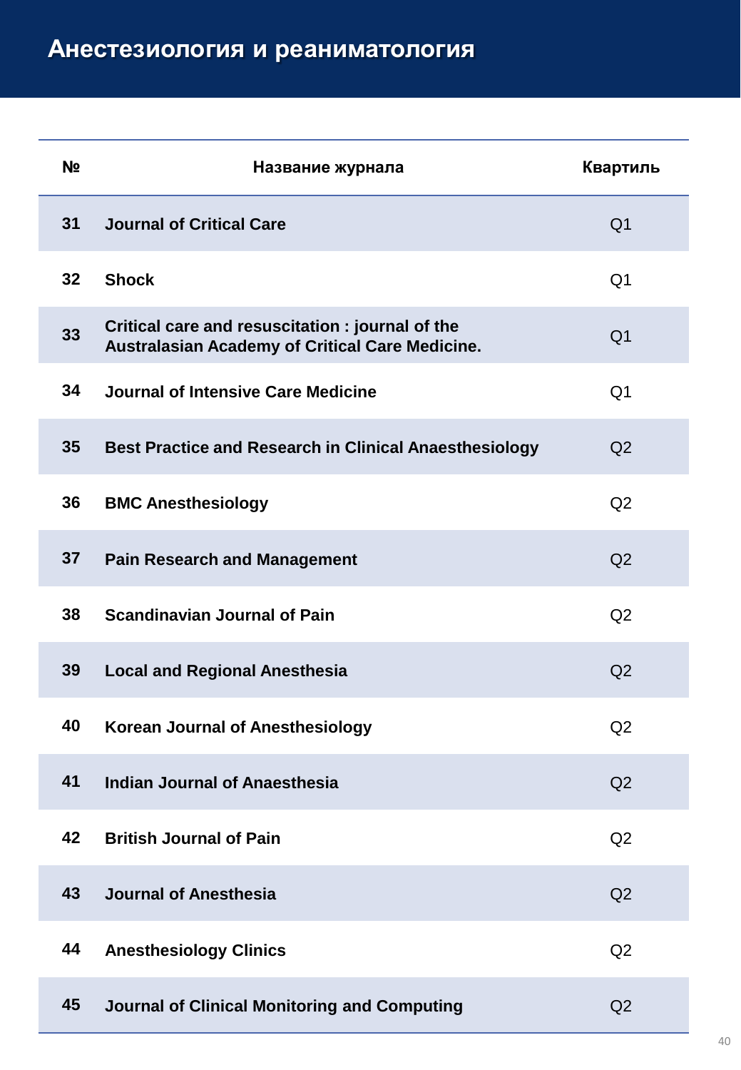# Анестезиология и реаниматология

| № | Название журнала | Квартиль |
|---|---|---|
| 31 | **Journal of Critical Care** | Q1 |
| 32 | **Shock** | Q1 |
| 33 | **Critical care and resuscitation : journal of the Australasian Academy of Critical Care Medicine.** | Q1 |
| 34 | **Journal of Intensive Care Medicine** | Q1 |
| 35 | **Best Practice and Research in Clinical Anaesthesiology** | Q2 |
| 36 | **BMC Anesthesiology** | Q2 |
| 37 | **Pain Research and Management** | Q2 |
| 38 | **Scandinavian Journal of Pain** | Q2 |
| 39 | **Local and Regional Anesthesia** | Q2 |
| 40 | **Korean Journal of Anesthesiology** | Q2 |
| 41 | **Indian Journal of Anaesthesia** | Q2 |
| 42 | **British Journal of Pain** | Q2 |
| 43 | **Journal of Anesthesia** | Q2 |
| 44 | **Anesthesiology Clinics** | Q2 |
| 45 | **Journal of Clinical Monitoring and Computing** | Q2 |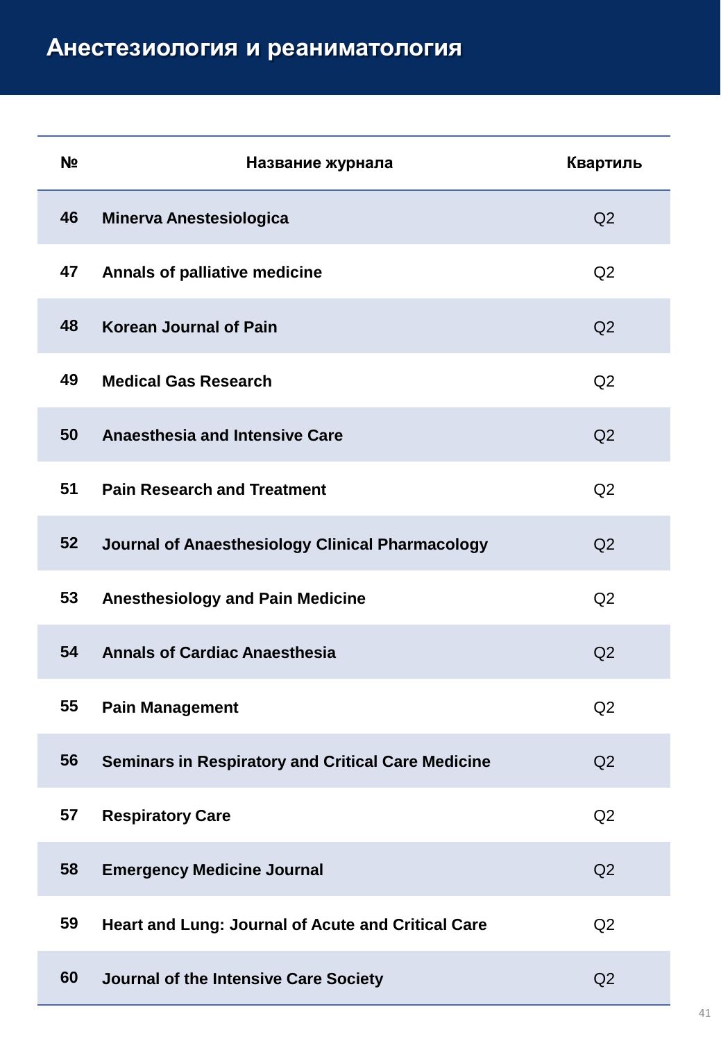# Анестезиология и реаниматология

| № | Название журнала | Квартиль |
|---|---|---|
| 46 | **Minerva Anestesiologica** | Q2 |
| 47 | **Annals of palliative medicine** | Q2 |
| 48 | **Korean Journal of Pain** | Q2 |
| 49 | **Medical Gas Research** | Q2 |
| 50 | **Anaesthesia and Intensive Care** | Q2 |
| 51 | **Pain Research and Treatment** | Q2 |
| 52 | **Journal of Anaesthesiology Clinical Pharmacology** | Q2 |
| 53 | **Anesthesiology and Pain Medicine** | Q2 |
| 54 | **Annals of Cardiac Anaesthesia** | Q2 |
| 55 | **Pain Management** | Q2 |
| 56 | **Seminars in Respiratory and Critical Care Medicine** | Q2 |
| 57 | **Respiratory Care** | Q2 |
| 58 | **Emergency Medicine Journal** | Q2 |
| 59 | **Heart and Lung: Journal of Acute and Critical Care** | Q2 |
| 60 | **Journal of the Intensive Care Society** | Q2 |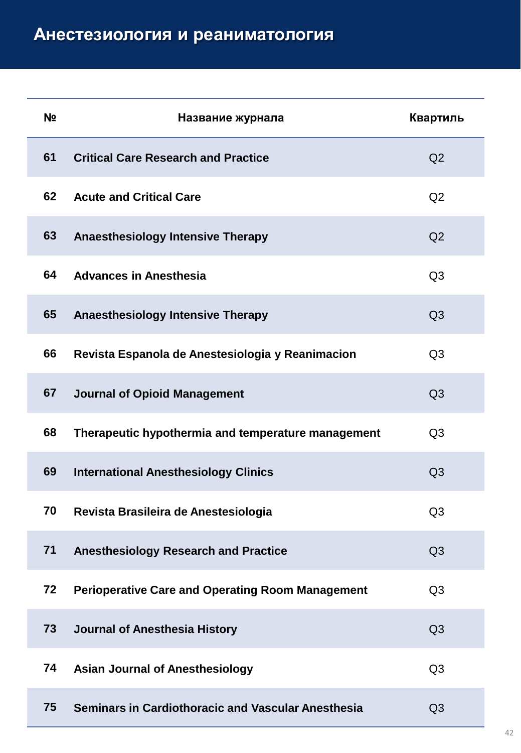# Анестезиология и реаниматология

| № | Название журнала | Квартиль |
|---|---|---|
| 61 | **Critical Care Research and Practice** | Q2 |
| 62 | **Acute and Critical Care** | Q2 |
| 63 | **Anaesthesiology Intensive Therapy** | Q2 |
| 64 | **Advances in Anesthesia** | Q3 |
| 65 | **Anaesthesiology Intensive Therapy** | Q3 |
| 66 | **Revista Espanola de Anestesiologia y Reanimacion** | Q3 |
| 67 | **Journal of Opioid Management** | Q3 |
| 68 | **Therapeutic hypothermia and temperature management** | Q3 |
| 69 | **International Anesthesiology Clinics** | Q3 |
| 70 | **Revista Brasileira de Anestesiologia** | Q3 |
| 71 | **Anesthesiology Research and Practice** | Q3 |
| 72 | **Perioperative Care and Operating Room Management** | Q3 |
| 73 | **Journal of Anesthesia History** | Q3 |
| 74 | **Asian Journal of Anesthesiology** | Q3 |
| 75 | **Seminars in Cardiothoracic and Vascular Anesthesia** | Q3 |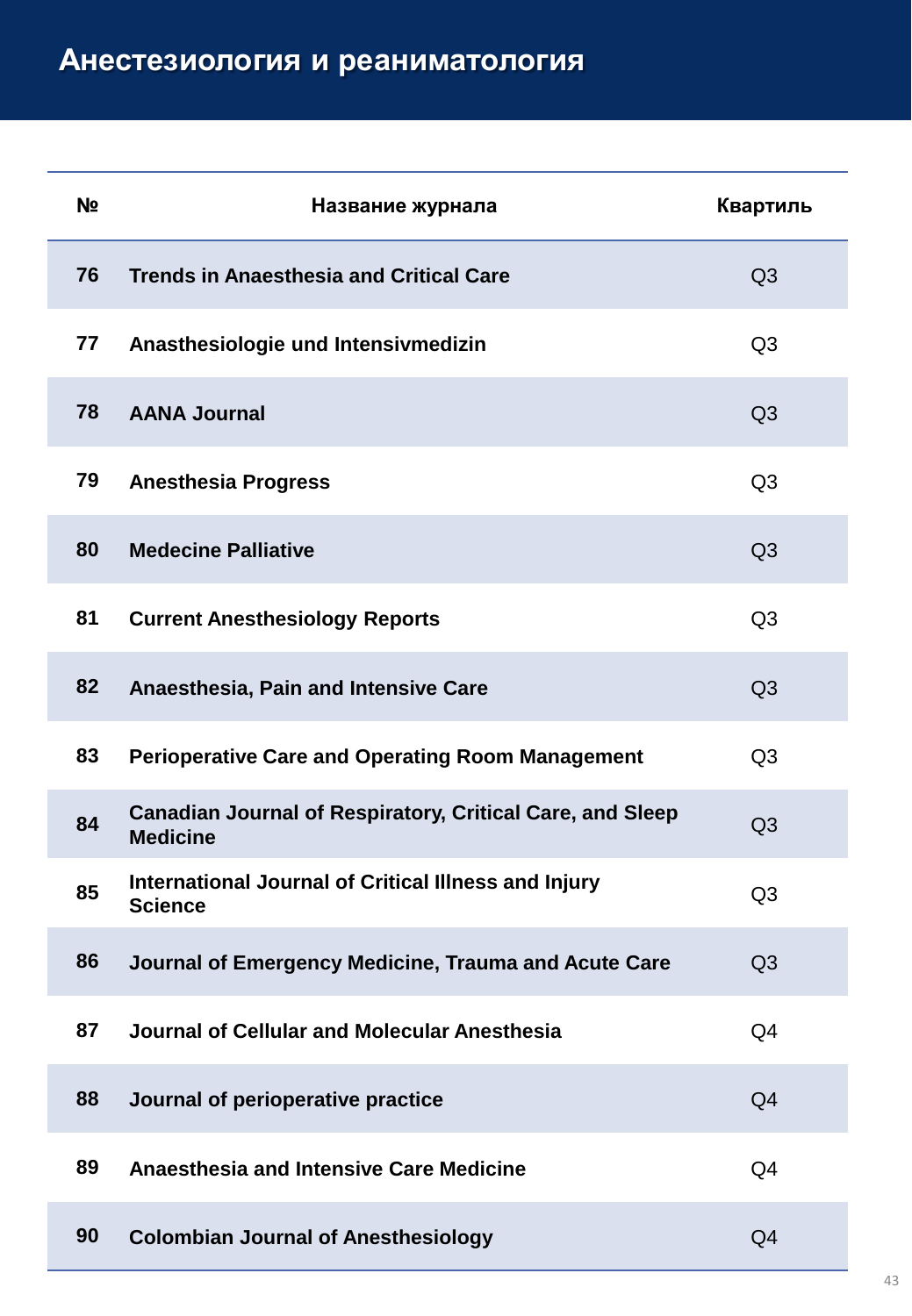# Анестезиология и реаниматология

| № | Название журнала | Квартиль |
|---|---|---|
| 76 | Trends in Anaesthesia and Critical Care | Q3 |
| 77 | Anasthesiologie und Intensivmedizin | Q3 |
| 78 | AANA Journal | Q3 |
| 79 | Anesthesia Progress | Q3 |
| 80 | Medecine Palliative | Q3 |
| 81 | Current Anesthesiology Reports | Q3 |
| 82 | Anaesthesia, Pain and Intensive Care | Q3 |
| 83 | Perioperative Care and Operating Room Management | Q3 |
| 84 | Canadian Journal of Respiratory, Critical Care, and Sleep Medicine | Q3 |
| 85 | International Journal of Critical Illness and Injury Science | Q3 |
| 86 | Journal of Emergency Medicine, Trauma and Acute Care | Q3 |
| 87 | Journal of Cellular and Molecular Anesthesia | Q4 |
| 88 | Journal of perioperative practice | Q4 |
| 89 | Anaesthesia and Intensive Care Medicine | Q4 |
| 90 | Colombian Journal of Anesthesiology | Q4 |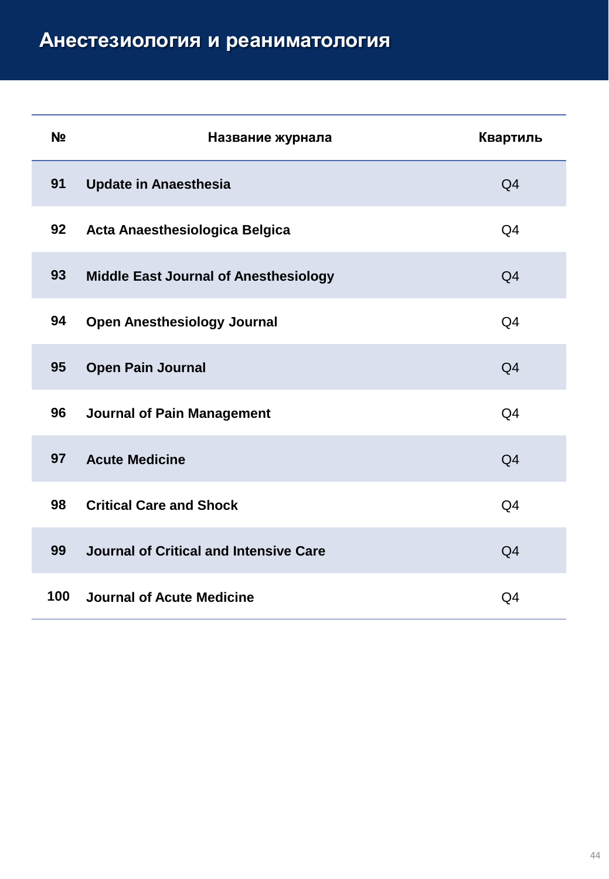# Анестезиология и реаниматология

| № | Название журнала | Квартиль |
|---|---|---|
| 91 | **Update in Anaesthesia** | Q4 |
| 92 | **Acta Anaesthesiologica Belgica** | Q4 |
| 93 | **Middle East Journal of Anesthesiology** | Q4 |
| 94 | **Open Anesthesiology Journal** | Q4 |
| 95 | **Open Pain Journal** | Q4 |
| 96 | **Journal of Pain Management** | Q4 |
| 97 | **Acute Medicine** | Q4 |
| 98 | **Critical Care and Shock** | Q4 |
| 99 | **Journal of Critical and Intensive Care** | Q4 |
| 100 | **Journal of Acute Medicine** | Q4 |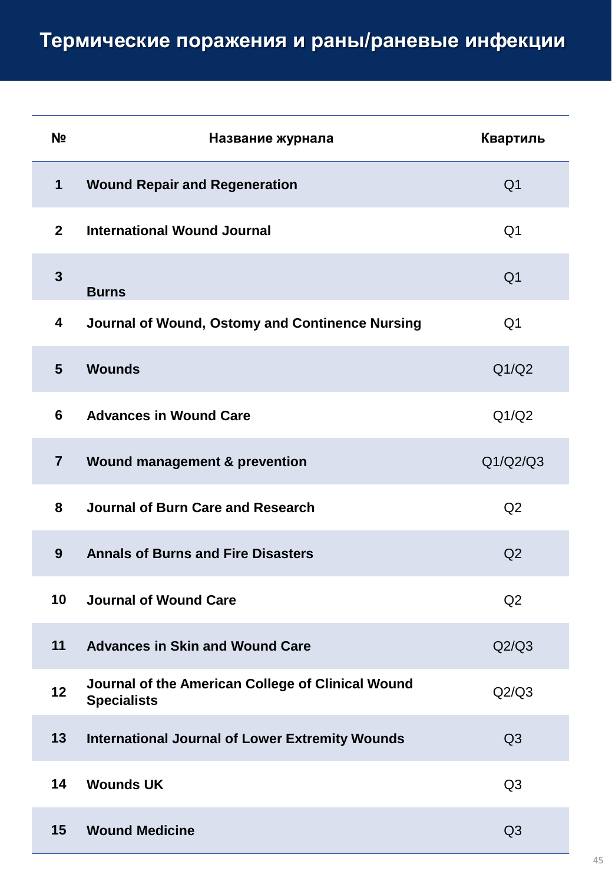# Термические поражения и раны/раневые инфекции

| № | Название журнала | Квартиль |
|---|---|---|
| 1 | **Wound Repair and Regeneration** | Q1 |
| 2 | **International Wound Journal** | Q1 |
| 3 | **Burns** | Q1 |
| 4 | **Journal of Wound, Ostomy and Continence Nursing** | Q1 |
| 5 | **Wounds** | Q1/Q2 |
| 6 | **Advances in Wound Care** | Q1/Q2 |
| 7 | **Wound management & prevention** | Q1/Q2/Q3 |
| 8 | **Journal of Burn Care and Research** | Q2 |
| 9 | **Annals of Burns and Fire Disasters** | Q2 |
| 10 | **Journal of Wound Care** | Q2 |
| 11 | **Advances in Skin and Wound Care** | Q2/Q3 |
| 12 | **Journal of the American College of Clinical Wound Specialists** | Q2/Q3 |
| 13 | **International Journal of Lower Extremity Wounds** | Q3 |
| 14 | **Wounds UK** | Q3 |
| 15 | **Wound Medicine** | Q3 |